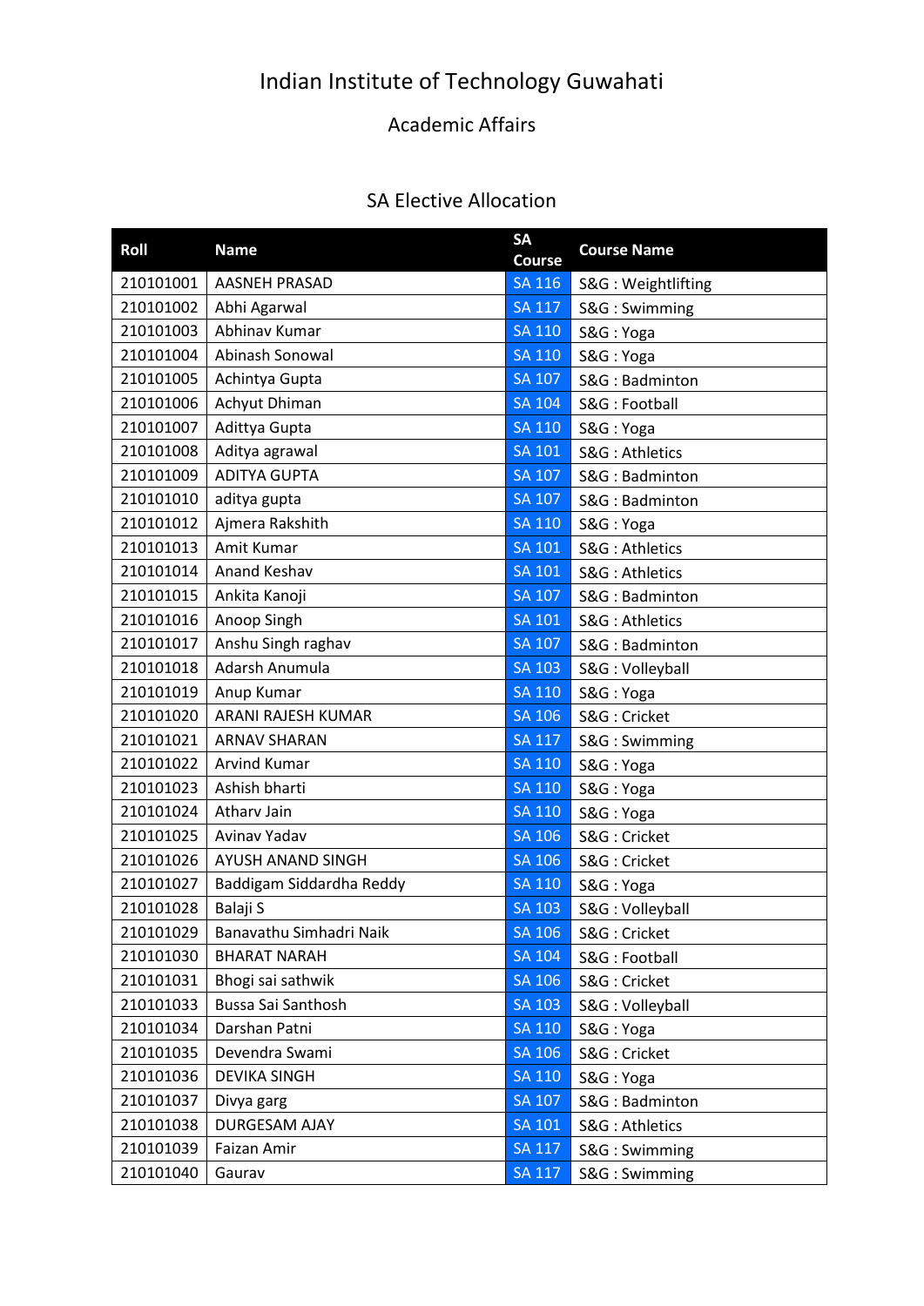# Indian Institute of Technology Guwahati

## Academic Affairs

### SA Elective Allocation

| Roll | Name | SA Course | Course Name |
|---|---|---|---|
| 210101001 | AASNEH PRASAD | SA 116 | S&G : Weightlifting |
| 210101002 | Abhi Agarwal | SA 117 | S&G : Swimming |
| 210101003 | Abhinav Kumar | SA 110 | S&G : Yoga |
| 210101004 | Abinash Sonowal | SA 110 | S&G : Yoga |
| 210101005 | Achintya Gupta | SA 107 | S&G : Badminton |
| 210101006 | Achyut Dhiman | SA 104 | S&G : Football |
| 210101007 | Adittya Gupta | SA 110 | S&G : Yoga |
| 210101008 | Aditya agrawal | SA 101 | S&G : Athletics |
| 210101009 | ADITYA GUPTA | SA 107 | S&G : Badminton |
| 210101010 | aditya gupta | SA 107 | S&G : Badminton |
| 210101012 | Ajmera Rakshith | SA 110 | S&G : Yoga |
| 210101013 | Amit Kumar | SA 101 | S&G : Athletics |
| 210101014 | Anand Keshav | SA 101 | S&G : Athletics |
| 210101015 | Ankita Kanoji | SA 107 | S&G : Badminton |
| 210101016 | Anoop Singh | SA 101 | S&G : Athletics |
| 210101017 | Anshu Singh raghav | SA 107 | S&G : Badminton |
| 210101018 | Adarsh Anumula | SA 103 | S&G : Volleyball |
| 210101019 | Anup Kumar | SA 110 | S&G : Yoga |
| 210101020 | ARANI RAJESH KUMAR | SA 106 | S&G : Cricket |
| 210101021 | ARNAV SHARAN | SA 117 | S&G : Swimming |
| 210101022 | Arvind Kumar | SA 110 | S&G : Yoga |
| 210101023 | Ashish bharti | SA 110 | S&G : Yoga |
| 210101024 | Atharv Jain | SA 110 | S&G : Yoga |
| 210101025 | Avinav Yadav | SA 106 | S&G : Cricket |
| 210101026 | AYUSH ANAND SINGH | SA 106 | S&G : Cricket |
| 210101027 | Baddigam Siddardha Reddy | SA 110 | S&G : Yoga |
| 210101028 | Balaji S | SA 103 | S&G : Volleyball |
| 210101029 | Banavathu Simhadri Naik | SA 106 | S&G : Cricket |
| 210101030 | BHARAT NARAH | SA 104 | S&G : Football |
| 210101031 | Bhogi sai sathwik | SA 106 | S&G : Cricket |
| 210101033 | Bussa Sai Santhosh | SA 103 | S&G : Volleyball |
| 210101034 | Darshan Patni | SA 110 | S&G : Yoga |
| 210101035 | Devendra Swami | SA 106 | S&G : Cricket |
| 210101036 | DEVIKA SINGH | SA 110 | S&G : Yoga |
| 210101037 | Divya garg | SA 107 | S&G : Badminton |
| 210101038 | DURGESAM AJAY | SA 101 | S&G : Athletics |
| 210101039 | Faizan Amir | SA 117 | S&G : Swimming |
| 210101040 | Gaurav | SA 117 | S&G : Swimming |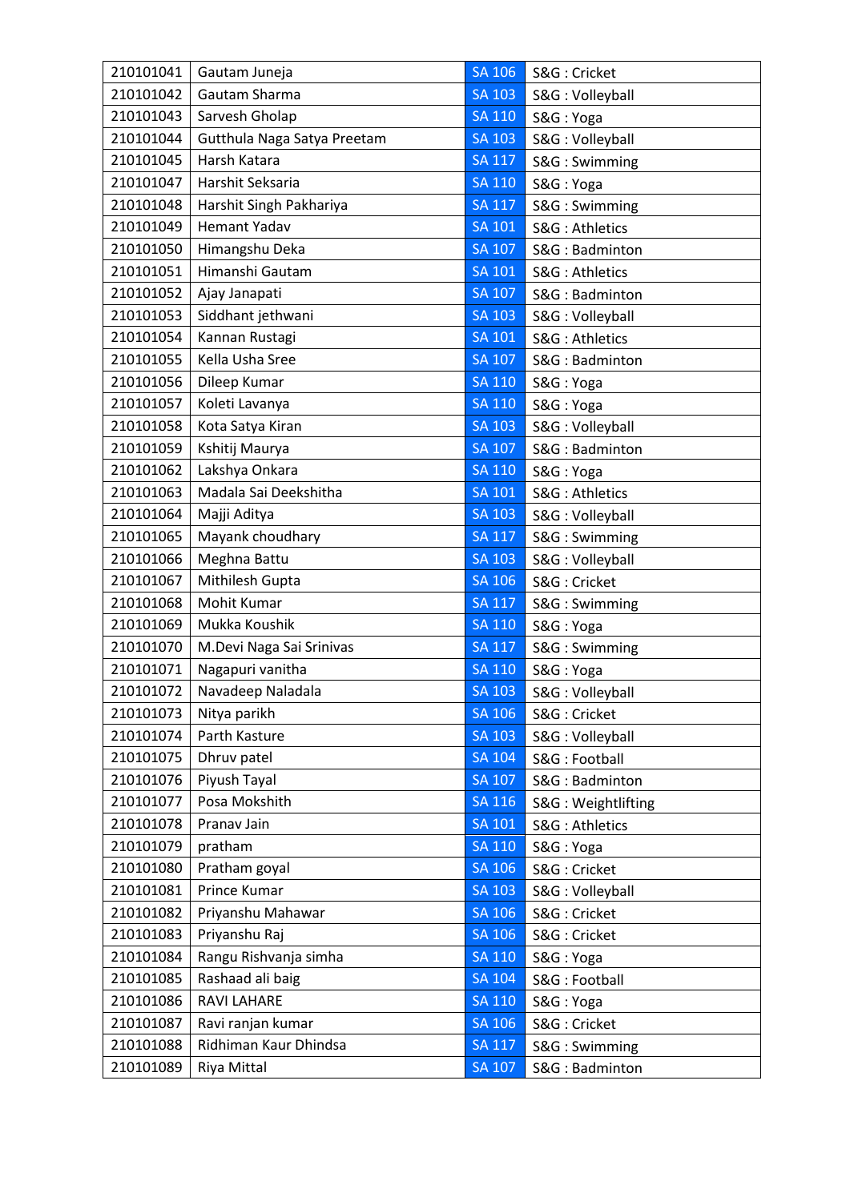| 210101041 | Gautam Juneja | SA 106 | S&G : Cricket |
|---|---|---|---|
| 210101042 | Gautam Sharma | SA 103 | S&G : Volleyball |
| 210101043 | Sarvesh Gholap | SA 110 | S&G : Yoga |
| 210101044 | Gutthula Naga Satya Preetam | SA 103 | S&G : Volleyball |
| 210101045 | Harsh Katara | SA 117 | S&G : Swimming |
| 210101047 | Harshit Seksaria | SA 110 | S&G : Yoga |
| 210101048 | Harshit Singh Pakhariya | SA 117 | S&G : Swimming |
| 210101049 | Hemant Yadav | SA 101 | S&G : Athletics |
| 210101050 | Himangshu Deka | SA 107 | S&G : Badminton |
| 210101051 | Himanshi Gautam | SA 101 | S&G : Athletics |
| 210101052 | Ajay Janapati | SA 107 | S&G : Badminton |
| 210101053 | Siddhant jethwani | SA 103 | S&G : Volleyball |
| 210101054 | Kannan Rustagi | SA 101 | S&G : Athletics |
| 210101055 | Kella Usha Sree | SA 107 | S&G : Badminton |
| 210101056 | Dileep Kumar | SA 110 | S&G : Yoga |
| 210101057 | Koleti Lavanya | SA 110 | S&G : Yoga |
| 210101058 | Kota Satya Kiran | SA 103 | S&G : Volleyball |
| 210101059 | Kshitij Maurya | SA 107 | S&G : Badminton |
| 210101062 | Lakshya Onkara | SA 110 | S&G : Yoga |
| 210101063 | Madala Sai Deekshitha | SA 101 | S&G : Athletics |
| 210101064 | Majji Aditya | SA 103 | S&G : Volleyball |
| 210101065 | Mayank choudhary | SA 117 | S&G : Swimming |
| 210101066 | Meghna Battu | SA 103 | S&G : Volleyball |
| 210101067 | Mithilesh Gupta | SA 106 | S&G : Cricket |
| 210101068 | Mohit Kumar | SA 117 | S&G : Swimming |
| 210101069 | Mukka Koushik | SA 110 | S&G : Yoga |
| 210101070 | M.Devi Naga Sai Srinivas | SA 117 | S&G : Swimming |
| 210101071 | Nagapuri vanitha | SA 110 | S&G : Yoga |
| 210101072 | Navadeep Naladala | SA 103 | S&G : Volleyball |
| 210101073 | Nitya parikh | SA 106 | S&G : Cricket |
| 210101074 | Parth Kasture | SA 103 | S&G : Volleyball |
| 210101075 | Dhruv patel | SA 104 | S&G : Football |
| 210101076 | Piyush Tayal | SA 107 | S&G : Badminton |
| 210101077 | Posa Mokshith | SA 116 | S&G : Weightlifting |
| 210101078 | Pranav Jain | SA 101 | S&G : Athletics |
| 210101079 | pratham | SA 110 | S&G : Yoga |
| 210101080 | Pratham goyal | SA 106 | S&G : Cricket |
| 210101081 | Prince Kumar | SA 103 | S&G : Volleyball |
| 210101082 | Priyanshu Mahawar | SA 106 | S&G : Cricket |
| 210101083 | Priyanshu Raj | SA 106 | S&G : Cricket |
| 210101084 | Rangu Rishvanja simha | SA 110 | S&G : Yoga |
| 210101085 | Rashaad ali baig | SA 104 | S&G : Football |
| 210101086 | RAVI LAHARE | SA 110 | S&G : Yoga |
| 210101087 | Ravi ranjan kumar | SA 106 | S&G : Cricket |
| 210101088 | Ridhiman Kaur Dhindsa | SA 117 | S&G : Swimming |
| 210101089 | Riya Mittal | SA 107 | S&G : Badminton |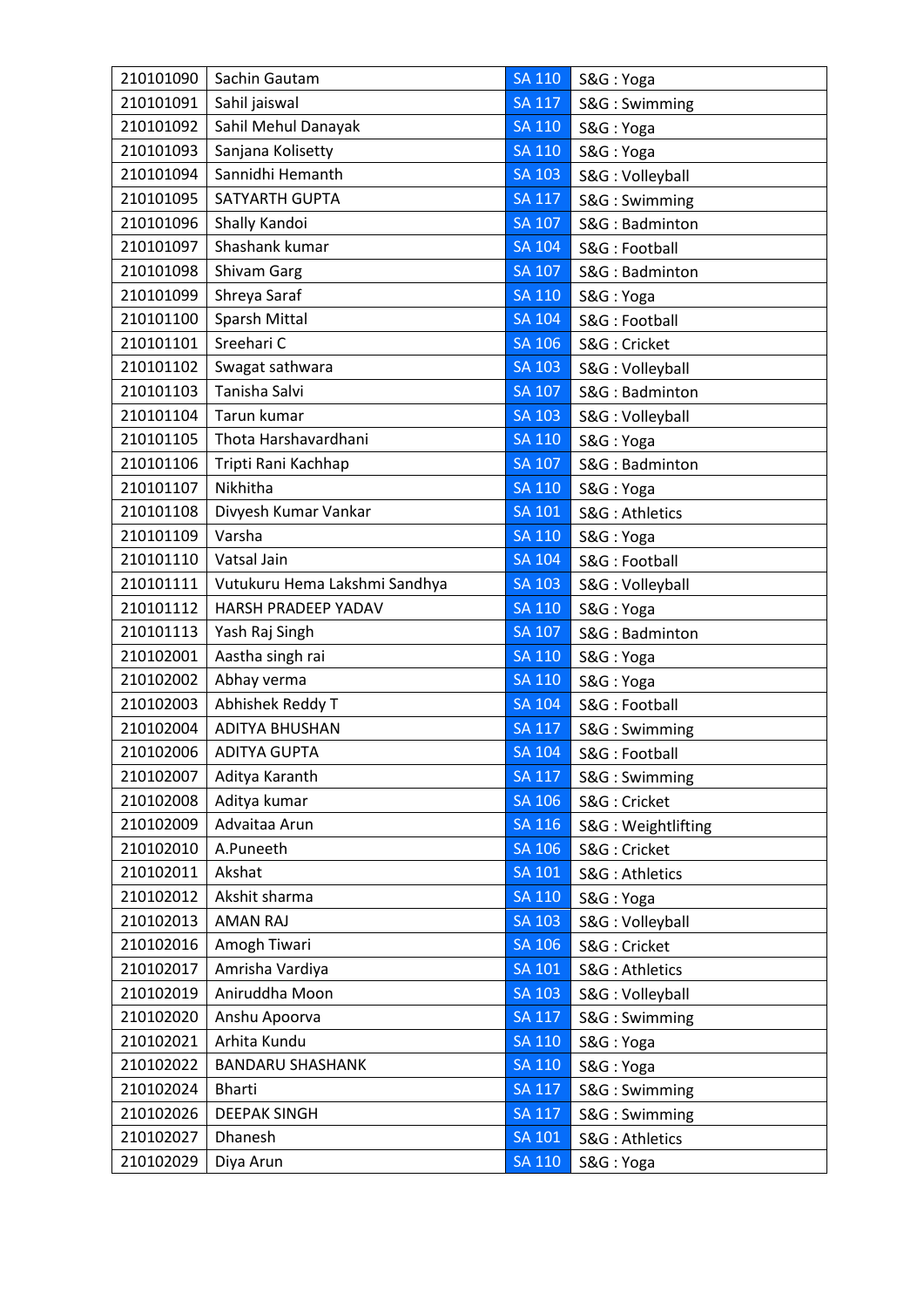| 210101090 | Sachin Gautam | SA 110 | S&G : Yoga |
|---|---|---|---|
| 210101091 | Sahil jaiswal | SA 117 | S&G : Swimming |
| 210101092 | Sahil Mehul Danayak | SA 110 | S&G : Yoga |
| 210101093 | Sanjana Kolisetty | SA 110 | S&G : Yoga |
| 210101094 | Sannidhi Hemanth | SA 103 | S&G : Volleyball |
| 210101095 | SATYARTH GUPTA | SA 117 | S&G : Swimming |
| 210101096 | Shally Kandoi | SA 107 | S&G : Badminton |
| 210101097 | Shashank kumar | SA 104 | S&G : Football |
| 210101098 | Shivam Garg | SA 107 | S&G : Badminton |
| 210101099 | Shreya Saraf | SA 110 | S&G : Yoga |
| 210101100 | Sparsh Mittal | SA 104 | S&G : Football |
| 210101101 | Sreehari C | SA 106 | S&G : Cricket |
| 210101102 | Swagat sathwara | SA 103 | S&G : Volleyball |
| 210101103 | Tanisha Salvi | SA 107 | S&G : Badminton |
| 210101104 | Tarun kumar | SA 103 | S&G : Volleyball |
| 210101105 | Thota Harshavardhani | SA 110 | S&G : Yoga |
| 210101106 | Tripti Rani Kachhap | SA 107 | S&G : Badminton |
| 210101107 | Nikhitha | SA 110 | S&G : Yoga |
| 210101108 | Divyesh Kumar Vankar | SA 101 | S&G : Athletics |
| 210101109 | Varsha | SA 110 | S&G : Yoga |
| 210101110 | Vatsal Jain | SA 104 | S&G : Football |
| 210101111 | Vutukuru Hema Lakshmi Sandhya | SA 103 | S&G : Volleyball |
| 210101112 | HARSH PRADEEP YADAV | SA 110 | S&G : Yoga |
| 210101113 | Yash Raj Singh | SA 107 | S&G : Badminton |
| 210102001 | Aastha singh rai | SA 110 | S&G : Yoga |
| 210102002 | Abhay verma | SA 110 | S&G : Yoga |
| 210102003 | Abhishek Reddy T | SA 104 | S&G : Football |
| 210102004 | ADITYA BHUSHAN | SA 117 | S&G : Swimming |
| 210102006 | ADITYA GUPTA | SA 104 | S&G : Football |
| 210102007 | Aditya Karanth | SA 117 | S&G : Swimming |
| 210102008 | Aditya kumar | SA 106 | S&G : Cricket |
| 210102009 | Advaitaa Arun | SA 116 | S&G : Weightlifting |
| 210102010 | A.Puneeth | SA 106 | S&G : Cricket |
| 210102011 | Akshat | SA 101 | S&G : Athletics |
| 210102012 | Akshit sharma | SA 110 | S&G : Yoga |
| 210102013 | AMAN RAJ | SA 103 | S&G : Volleyball |
| 210102016 | Amogh Tiwari | SA 106 | S&G : Cricket |
| 210102017 | Amrisha Vardiya | SA 101 | S&G : Athletics |
| 210102019 | Aniruddha Moon | SA 103 | S&G : Volleyball |
| 210102020 | Anshu Apoorva | SA 117 | S&G : Swimming |
| 210102021 | Arhita Kundu | SA 110 | S&G : Yoga |
| 210102022 | BANDARU SHASHANK | SA 110 | S&G : Yoga |
| 210102024 | Bharti | SA 117 | S&G : Swimming |
| 210102026 | DEEPAK SINGH | SA 117 | S&G : Swimming |
| 210102027 | Dhanesh | SA 101 | S&G : Athletics |
| 210102029 | Diya Arun | SA 110 | S&G : Yoga |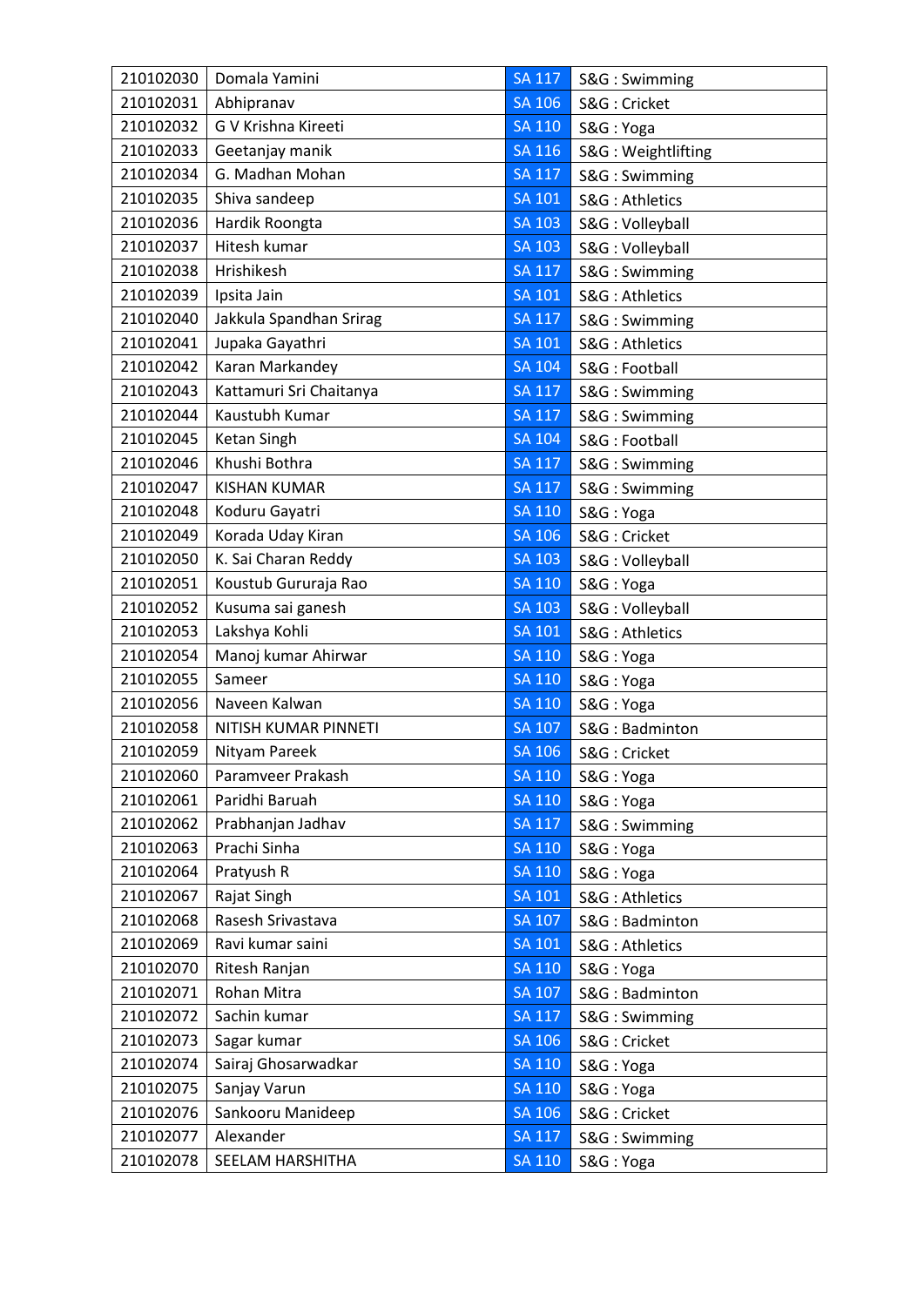| | | | |
|---|---|---|---|
| 210102030 | Domala Yamini | SA 117 | S&G : Swimming |
| 210102031 | Abhipranav | SA 106 | S&G : Cricket |
| 210102032 | G V Krishna Kireeti | SA 110 | S&G : Yoga |
| 210102033 | Geetanjay manik | SA 116 | S&G : Weightlifting |
| 210102034 | G. Madhan Mohan | SA 117 | S&G : Swimming |
| 210102035 | Shiva sandeep | SA 101 | S&G : Athletics |
| 210102036 | Hardik Roongta | SA 103 | S&G : Volleyball |
| 210102037 | Hitesh kumar | SA 103 | S&G : Volleyball |
| 210102038 | Hrishikesh | SA 117 | S&G : Swimming |
| 210102039 | Ipsita Jain | SA 101 | S&G : Athletics |
| 210102040 | Jakkula Spandhan Srirag | SA 117 | S&G : Swimming |
| 210102041 | Jupaka Gayathri | SA 101 | S&G : Athletics |
| 210102042 | Karan Markandey | SA 104 | S&G : Football |
| 210102043 | Kattamuri Sri Chaitanya | SA 117 | S&G : Swimming |
| 210102044 | Kaustubh Kumar | SA 117 | S&G : Swimming |
| 210102045 | Ketan Singh | SA 104 | S&G : Football |
| 210102046 | Khushi Bothra | SA 117 | S&G : Swimming |
| 210102047 | KISHAN KUMAR | SA 117 | S&G : Swimming |
| 210102048 | Koduru Gayatri | SA 110 | S&G : Yoga |
| 210102049 | Korada Uday Kiran | SA 106 | S&G : Cricket |
| 210102050 | K. Sai Charan Reddy | SA 103 | S&G : Volleyball |
| 210102051 | Koustub Gururaja Rao | SA 110 | S&G : Yoga |
| 210102052 | Kusuma sai ganesh | SA 103 | S&G : Volleyball |
| 210102053 | Lakshya Kohli | SA 101 | S&G : Athletics |
| 210102054 | Manoj kumar Ahirwar | SA 110 | S&G : Yoga |
| 210102055 | Sameer | SA 110 | S&G : Yoga |
| 210102056 | Naveen Kalwan | SA 110 | S&G : Yoga |
| 210102058 | NITISH KUMAR PINNETI | SA 107 | S&G : Badminton |
| 210102059 | Nityam Pareek | SA 106 | S&G : Cricket |
| 210102060 | Paramveer Prakash | SA 110 | S&G : Yoga |
| 210102061 | Paridhi Baruah | SA 110 | S&G : Yoga |
| 210102062 | Prabhanjan Jadhav | SA 117 | S&G : Swimming |
| 210102063 | Prachi Sinha | SA 110 | S&G : Yoga |
| 210102064 | Pratyush R | SA 110 | S&G : Yoga |
| 210102067 | Rajat Singh | SA 101 | S&G : Athletics |
| 210102068 | Rasesh Srivastava | SA 107 | S&G : Badminton |
| 210102069 | Ravi kumar saini | SA 101 | S&G : Athletics |
| 210102070 | Ritesh Ranjan | SA 110 | S&G : Yoga |
| 210102071 | Rohan Mitra | SA 107 | S&G : Badminton |
| 210102072 | Sachin kumar | SA 117 | S&G : Swimming |
| 210102073 | Sagar kumar | SA 106 | S&G : Cricket |
| 210102074 | Sairaj Ghosarwadkar | SA 110 | S&G : Yoga |
| 210102075 | Sanjay Varun | SA 110 | S&G : Yoga |
| 210102076 | Sankooru Manideep | SA 106 | S&G : Cricket |
| 210102077 | Alexander | SA 117 | S&G : Swimming |
| 210102078 | SEELAM HARSHITHA | SA 110 | S&G : Yoga |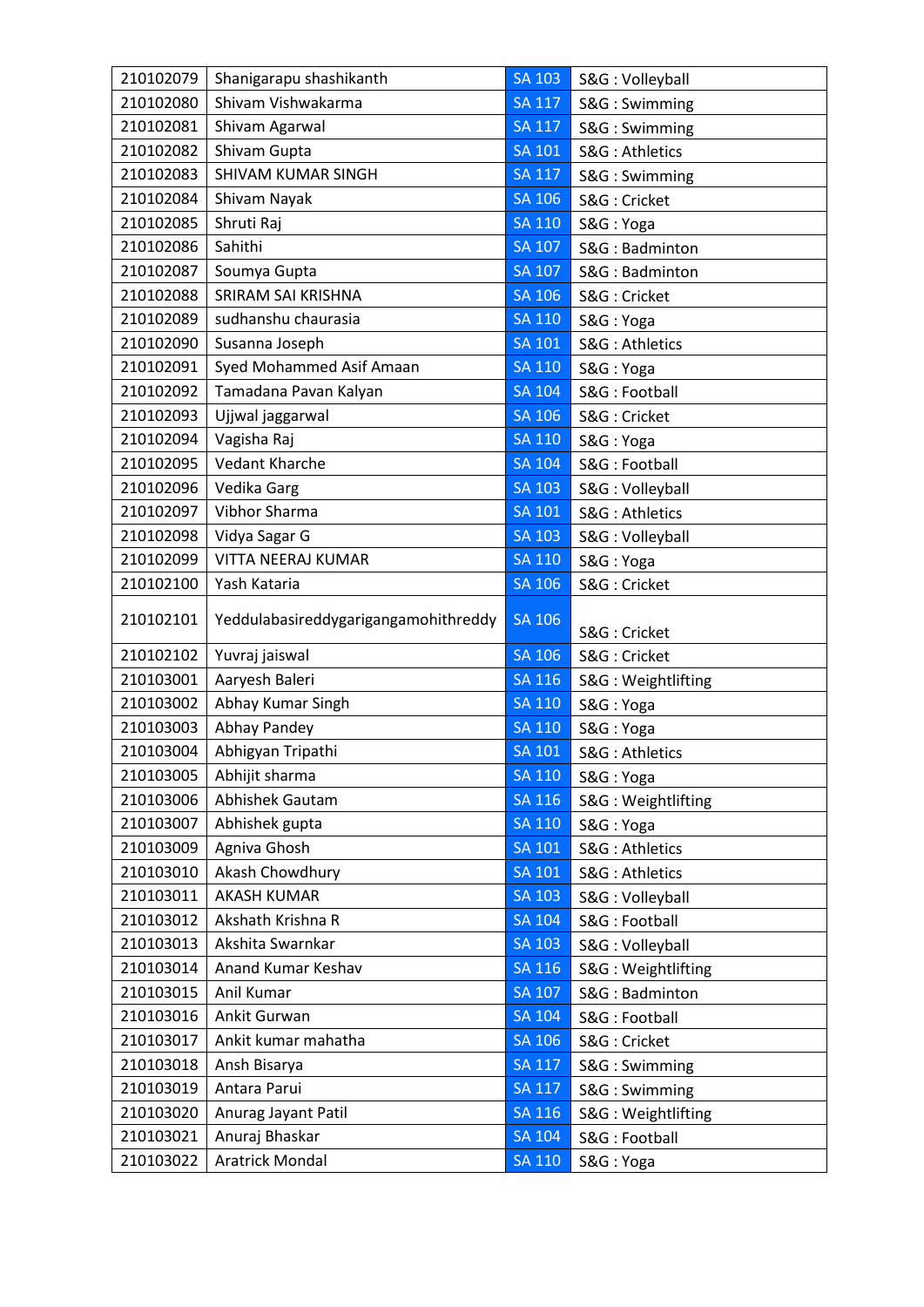| 210102079 | Shanigarapu shashikanth | SA 103 | S&G : Volleyball |
|---|---|---|---|
| 210102080 | Shivam Vishwakarma | SA 117 | S&G : Swimming |
| 210102081 | Shivam Agarwal | SA 117 | S&G : Swimming |
| 210102082 | Shivam Gupta | SA 101 | S&G : Athletics |
| 210102083 | SHIVAM KUMAR SINGH | SA 117 | S&G : Swimming |
| 210102084 | Shivam Nayak | SA 106 | S&G : Cricket |
| 210102085 | Shruti Raj | SA 110 | S&G : Yoga |
| 210102086 | Sahithi | SA 107 | S&G : Badminton |
| 210102087 | Soumya Gupta | SA 107 | S&G : Badminton |
| 210102088 | SRIRAM SAI KRISHNA | SA 106 | S&G : Cricket |
| 210102089 | sudhanshu chaurasia | SA 110 | S&G : Yoga |
| 210102090 | Susanna Joseph | SA 101 | S&G : Athletics |
| 210102091 | Syed Mohammed Asif Amaan | SA 110 | S&G : Yoga |
| 210102092 | Tamadana Pavan Kalyan | SA 104 | S&G : Football |
| 210102093 | Ujjwal jaggarwal | SA 106 | S&G : Cricket |
| 210102094 | Vagisha Raj | SA 110 | S&G : Yoga |
| 210102095 | Vedant Kharche | SA 104 | S&G : Football |
| 210102096 | Vedika Garg | SA 103 | S&G : Volleyball |
| 210102097 | Vibhor Sharma | SA 101 | S&G : Athletics |
| 210102098 | Vidya Sagar G | SA 103 | S&G : Volleyball |
| 210102099 | VITTA NEERAJ KUMAR | SA 110 | S&G : Yoga |
| 210102100 | Yash Kataria | SA 106 | S&G : Cricket |
| 210102101 | Yeddulabasireddygarigangamohithreddy | SA 106 | S&G : Cricket |
| 210102102 | Yuvraj jaiswal | SA 106 | S&G : Cricket |
| 210103001 | Aaryesh Baleri | SA 116 | S&G : Weightlifting |
| 210103002 | Abhay Kumar Singh | SA 110 | S&G : Yoga |
| 210103003 | Abhay Pandey | SA 110 | S&G : Yoga |
| 210103004 | Abhigyan Tripathi | SA 101 | S&G : Athletics |
| 210103005 | Abhijit sharma | SA 110 | S&G : Yoga |
| 210103006 | Abhishek Gautam | SA 116 | S&G : Weightlifting |
| 210103007 | Abhishek gupta | SA 110 | S&G : Yoga |
| 210103009 | Agniva Ghosh | SA 101 | S&G : Athletics |
| 210103010 | Akash Chowdhury | SA 101 | S&G : Athletics |
| 210103011 | AKASH KUMAR | SA 103 | S&G : Volleyball |
| 210103012 | Akshath Krishna R | SA 104 | S&G : Football |
| 210103013 | Akshita Swarnkar | SA 103 | S&G : Volleyball |
| 210103014 | Anand Kumar Keshav | SA 116 | S&G : Weightlifting |
| 210103015 | Anil Kumar | SA 107 | S&G : Badminton |
| 210103016 | Ankit Gurwan | SA 104 | S&G : Football |
| 210103017 | Ankit kumar mahatha | SA 106 | S&G : Cricket |
| 210103018 | Ansh Bisarya | SA 117 | S&G : Swimming |
| 210103019 | Antara Parui | SA 117 | S&G : Swimming |
| 210103020 | Anurag Jayant Patil | SA 116 | S&G : Weightlifting |
| 210103021 | Anuraj Bhaskar | SA 104 | S&G : Football |
| 210103022 | Aratrick Mondal | SA 110 | S&G : Yoga |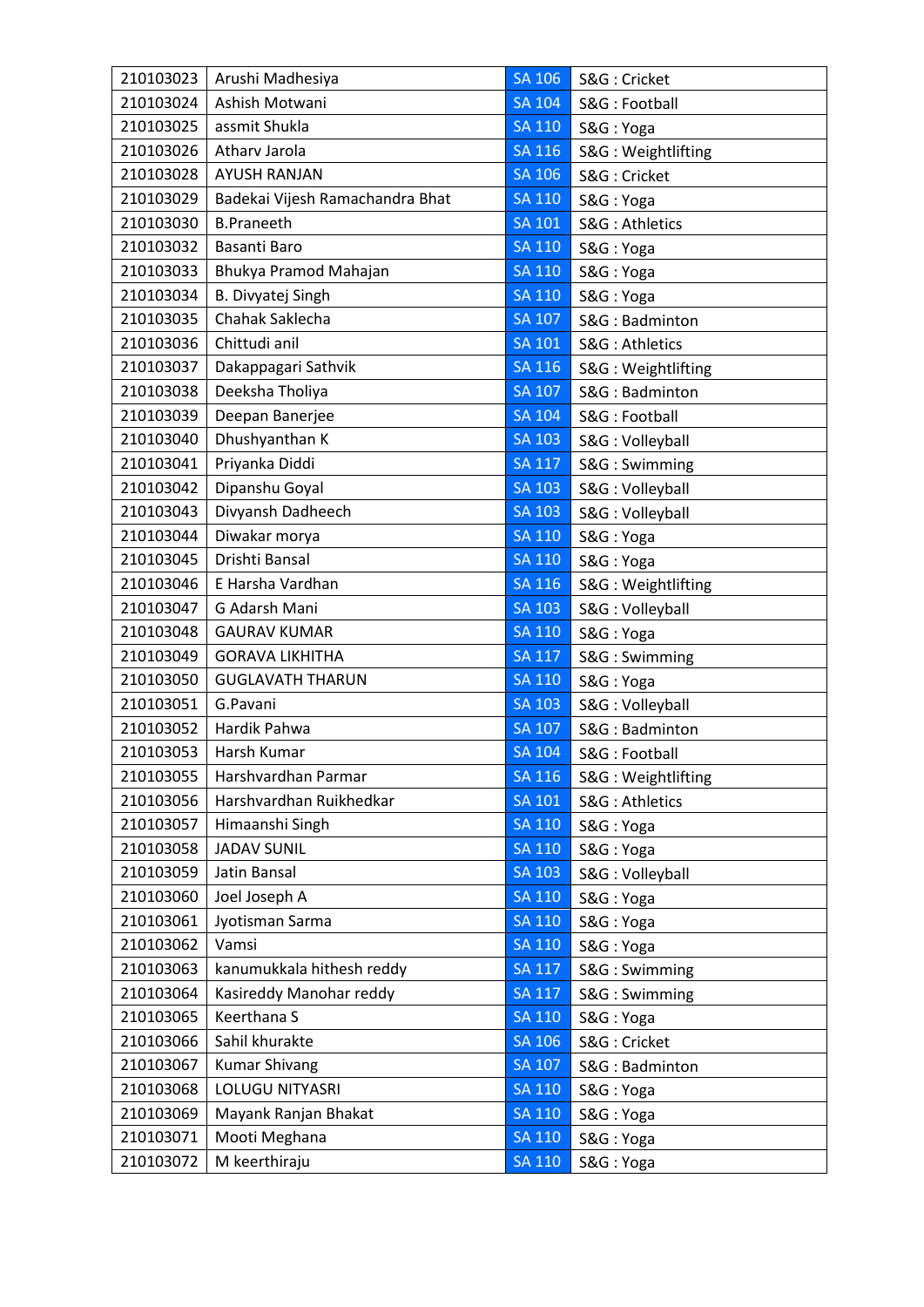| 210103023 | Arushi Madhesiya | SA 106 | S&G : Cricket |
|---|---|---|---|
| 210103024 | Ashish Motwani | SA 104 | S&G : Football |
| 210103025 | assmit Shukla | SA 110 | S&G : Yoga |
| 210103026 | Atharv Jarola | SA 116 | S&G : Weightlifting |
| 210103028 | AYUSH RANJAN | SA 106 | S&G : Cricket |
| 210103029 | Badekai Vijesh Ramachandra Bhat | SA 110 | S&G : Yoga |
| 210103030 | B.Praneeth | SA 101 | S&G : Athletics |
| 210103032 | Basanti Baro | SA 110 | S&G : Yoga |
| 210103033 | Bhukya Pramod Mahajan | SA 110 | S&G : Yoga |
| 210103034 | B. Divyatej Singh | SA 110 | S&G : Yoga |
| 210103035 | Chahak Saklecha | SA 107 | S&G : Badminton |
| 210103036 | Chittudi anil | SA 101 | S&G : Athletics |
| 210103037 | Dakappagari Sathvik | SA 116 | S&G : Weightlifting |
| 210103038 | Deeksha Tholiya | SA 107 | S&G : Badminton |
| 210103039 | Deepan Banerjee | SA 104 | S&G : Football |
| 210103040 | Dhushyanthan K | SA 103 | S&G : Volleyball |
| 210103041 | Priyanka Diddi | SA 117 | S&G : Swimming |
| 210103042 | Dipanshu Goyal | SA 103 | S&G : Volleyball |
| 210103043 | Divyansh Dadheech | SA 103 | S&G : Volleyball |
| 210103044 | Diwakar morya | SA 110 | S&G : Yoga |
| 210103045 | Drishti Bansal | SA 110 | S&G : Yoga |
| 210103046 | E Harsha Vardhan | SA 116 | S&G : Weightlifting |
| 210103047 | G Adarsh Mani | SA 103 | S&G : Volleyball |
| 210103048 | GAURAV KUMAR | SA 110 | S&G : Yoga |
| 210103049 | GORAVA LIKHITHA | SA 117 | S&G : Swimming |
| 210103050 | GUGLAVATH THARUN | SA 110 | S&G : Yoga |
| 210103051 | G.Pavani | SA 103 | S&G : Volleyball |
| 210103052 | Hardik Pahwa | SA 107 | S&G : Badminton |
| 210103053 | Harsh Kumar | SA 104 | S&G : Football |
| 210103055 | Harshvardhan Parmar | SA 116 | S&G : Weightlifting |
| 210103056 | Harshvardhan Ruikhedkar | SA 101 | S&G : Athletics |
| 210103057 | Himaanshi Singh | SA 110 | S&G : Yoga |
| 210103058 | JADAV SUNIL | SA 110 | S&G : Yoga |
| 210103059 | Jatin Bansal | SA 103 | S&G : Volleyball |
| 210103060 | Joel Joseph A | SA 110 | S&G : Yoga |
| 210103061 | Jyotisman Sarma | SA 110 | S&G : Yoga |
| 210103062 | Vamsi | SA 110 | S&G : Yoga |
| 210103063 | kanumukkala hithesh reddy | SA 117 | S&G : Swimming |
| 210103064 | Kasireddy Manohar reddy | SA 117 | S&G : Swimming |
| 210103065 | Keerthana S | SA 110 | S&G : Yoga |
| 210103066 | Sahil khurakte | SA 106 | S&G : Cricket |
| 210103067 | Kumar Shivang | SA 107 | S&G : Badminton |
| 210103068 | LOLUGU NITYASRI | SA 110 | S&G : Yoga |
| 210103069 | Mayank Ranjan Bhakat | SA 110 | S&G : Yoga |
| 210103071 | Mooti Meghana | SA 110 | S&G : Yoga |
| 210103072 | M keerthiraju | SA 110 | S&G : Yoga |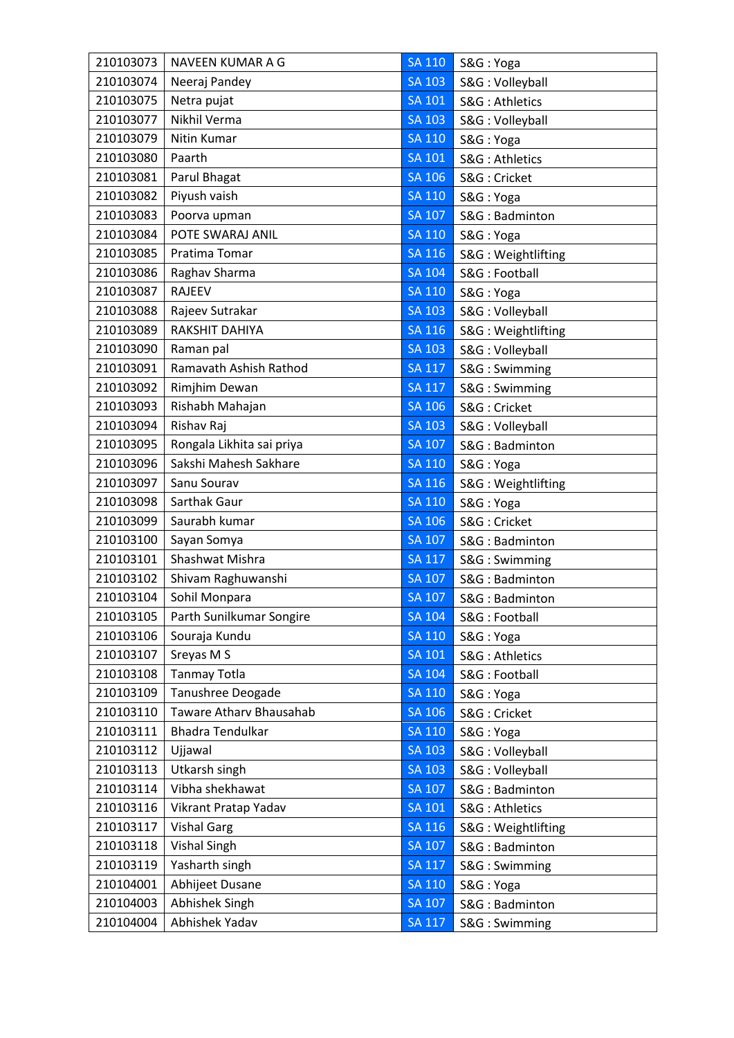| 210103073 | NAVEEN KUMAR A G | SA 110 | S&G : Yoga |
|---|---|---|---|
| 210103074 | Neeraj Pandey | SA 103 | S&G : Volleyball |
| 210103075 | Netra pujat | SA 101 | S&G : Athletics |
| 210103077 | Nikhil Verma | SA 103 | S&G : Volleyball |
| 210103079 | Nitin Kumar | SA 110 | S&G : Yoga |
| 210103080 | Paarth | SA 101 | S&G : Athletics |
| 210103081 | Parul Bhagat | SA 106 | S&G : Cricket |
| 210103082 | Piyush vaish | SA 110 | S&G : Yoga |
| 210103083 | Poorva upman | SA 107 | S&G : Badminton |
| 210103084 | POTE SWARAJ ANIL | SA 110 | S&G : Yoga |
| 210103085 | Pratima Tomar | SA 116 | S&G : Weightlifting |
| 210103086 | Raghav Sharma | SA 104 | S&G : Football |
| 210103087 | RAJEEV | SA 110 | S&G : Yoga |
| 210103088 | Rajeev Sutrakar | SA 103 | S&G : Volleyball |
| 210103089 | RAKSHIT DAHIYA | SA 116 | S&G : Weightlifting |
| 210103090 | Raman pal | SA 103 | S&G : Volleyball |
| 210103091 | Ramavath Ashish Rathod | SA 117 | S&G : Swimming |
| 210103092 | Rimjhim Dewan | SA 117 | S&G : Swimming |
| 210103093 | Rishabh Mahajan | SA 106 | S&G : Cricket |
| 210103094 | Rishav Raj | SA 103 | S&G : Volleyball |
| 210103095 | Rongala Likhita sai priya | SA 107 | S&G : Badminton |
| 210103096 | Sakshi Mahesh Sakhare | SA 110 | S&G : Yoga |
| 210103097 | Sanu Sourav | SA 116 | S&G : Weightlifting |
| 210103098 | Sarthak Gaur | SA 110 | S&G : Yoga |
| 210103099 | Saurabh kumar | SA 106 | S&G : Cricket |
| 210103100 | Sayan Somya | SA 107 | S&G : Badminton |
| 210103101 | Shashwat Mishra | SA 117 | S&G : Swimming |
| 210103102 | Shivam Raghuwanshi | SA 107 | S&G : Badminton |
| 210103104 | Sohil Monpara | SA 107 | S&G : Badminton |
| 210103105 | Parth Sunilkumar Songire | SA 104 | S&G : Football |
| 210103106 | Souraja Kundu | SA 110 | S&G : Yoga |
| 210103107 | Sreyas M S | SA 101 | S&G : Athletics |
| 210103108 | Tanmay Totla | SA 104 | S&G : Football |
| 210103109 | Tanushree Deogade | SA 110 | S&G : Yoga |
| 210103110 | Taware Atharv Bhausahab | SA 106 | S&G : Cricket |
| 210103111 | Bhadra Tendulkar | SA 110 | S&G : Yoga |
| 210103112 | Ujjawal | SA 103 | S&G : Volleyball |
| 210103113 | Utkarsh singh | SA 103 | S&G : Volleyball |
| 210103114 | Vibha shekhawat | SA 107 | S&G : Badminton |
| 210103116 | Vikrant Pratap Yadav | SA 101 | S&G : Athletics |
| 210103117 | Vishal Garg | SA 116 | S&G : Weightlifting |
| 210103118 | Vishal Singh | SA 107 | S&G : Badminton |
| 210103119 | Yasharth singh | SA 117 | S&G : Swimming |
| 210104001 | Abhijeet Dusane | SA 110 | S&G : Yoga |
| 210104003 | Abhishek Singh | SA 107 | S&G : Badminton |
| 210104004 | Abhishek Yadav | SA 117 | S&G : Swimming |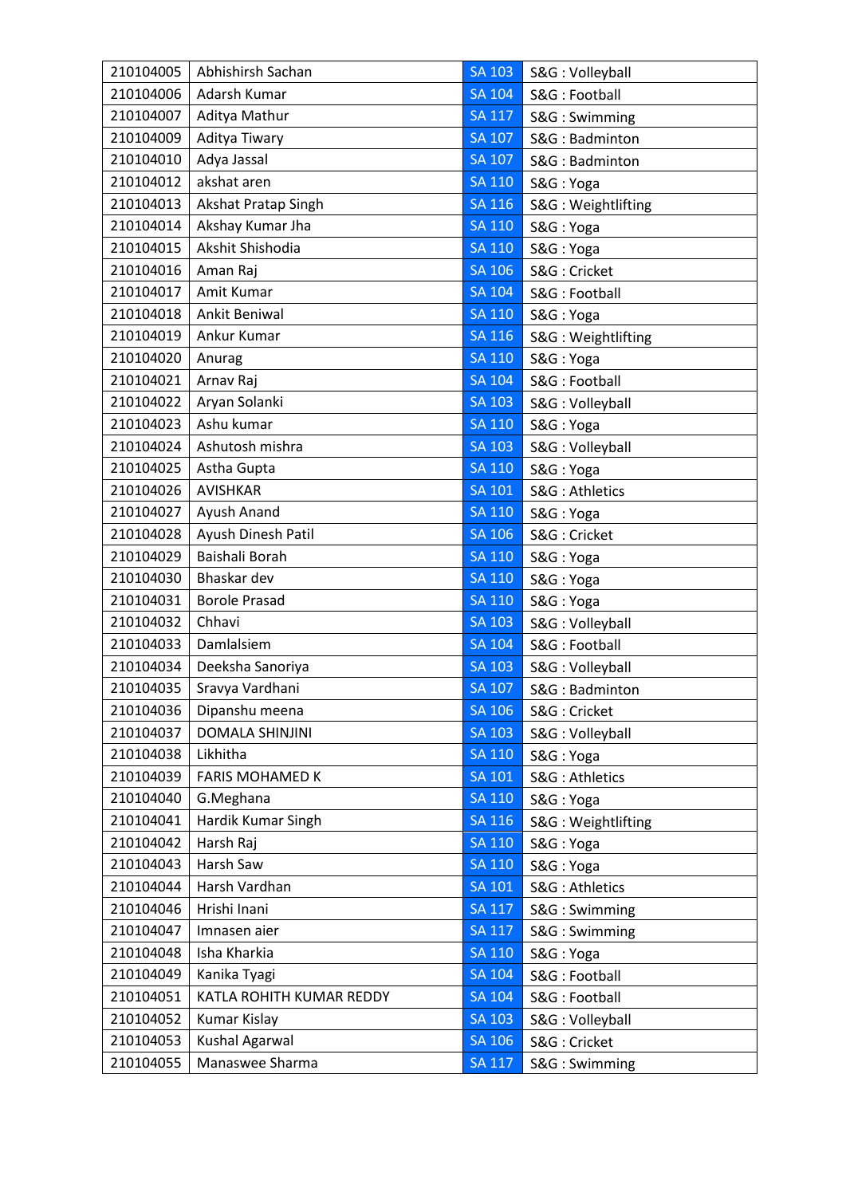| 210104005 | Abhishirsh Sachan | SA 103 | S&G : Volleyball |
|---|---|---|---|
| 210104006 | Adarsh Kumar | SA 104 | S&G : Football |
| 210104007 | Aditya Mathur | SA 117 | S&G : Swimming |
| 210104009 | Aditya Tiwary | SA 107 | S&G : Badminton |
| 210104010 | Adya Jassal | SA 107 | S&G : Badminton |
| 210104012 | akshat aren | SA 110 | S&G : Yoga |
| 210104013 | Akshat Pratap Singh | SA 116 | S&G : Weightlifting |
| 210104014 | Akshay Kumar Jha | SA 110 | S&G : Yoga |
| 210104015 | Akshit Shishodia | SA 110 | S&G : Yoga |
| 210104016 | Aman Raj | SA 106 | S&G : Cricket |
| 210104017 | Amit Kumar | SA 104 | S&G : Football |
| 210104018 | Ankit Beniwal | SA 110 | S&G : Yoga |
| 210104019 | Ankur Kumar | SA 116 | S&G : Weightlifting |
| 210104020 | Anurag | SA 110 | S&G : Yoga |
| 210104021 | Arnav Raj | SA 104 | S&G : Football |
| 210104022 | Aryan Solanki | SA 103 | S&G : Volleyball |
| 210104023 | Ashu kumar | SA 110 | S&G : Yoga |
| 210104024 | Ashutosh mishra | SA 103 | S&G : Volleyball |
| 210104025 | Astha Gupta | SA 110 | S&G : Yoga |
| 210104026 | AVISHKAR | SA 101 | S&G : Athletics |
| 210104027 | Ayush Anand | SA 110 | S&G : Yoga |
| 210104028 | Ayush Dinesh Patil | SA 106 | S&G : Cricket |
| 210104029 | Baishali Borah | SA 110 | S&G : Yoga |
| 210104030 | Bhaskar dev | SA 110 | S&G : Yoga |
| 210104031 | Borole Prasad | SA 110 | S&G : Yoga |
| 210104032 | Chhavi | SA 103 | S&G : Volleyball |
| 210104033 | Damlalsiem | SA 104 | S&G : Football |
| 210104034 | Deeksha Sanoriya | SA 103 | S&G : Volleyball |
| 210104035 | Sravya Vardhani | SA 107 | S&G : Badminton |
| 210104036 | Dipanshu meena | SA 106 | S&G : Cricket |
| 210104037 | DOMALA SHINJINI | SA 103 | S&G : Volleyball |
| 210104038 | Likhitha | SA 110 | S&G : Yoga |
| 210104039 | FARIS MOHAMED K | SA 101 | S&G : Athletics |
| 210104040 | G.Meghana | SA 110 | S&G : Yoga |
| 210104041 | Hardik Kumar Singh | SA 116 | S&G : Weightlifting |
| 210104042 | Harsh Raj | SA 110 | S&G : Yoga |
| 210104043 | Harsh Saw | SA 110 | S&G : Yoga |
| 210104044 | Harsh Vardhan | SA 101 | S&G : Athletics |
| 210104046 | Hrishi Inani | SA 117 | S&G : Swimming |
| 210104047 | Imnasen aier | SA 117 | S&G : Swimming |
| 210104048 | Isha Kharkia | SA 110 | S&G : Yoga |
| 210104049 | Kanika Tyagi | SA 104 | S&G : Football |
| 210104051 | KATLA ROHITH KUMAR REDDY | SA 104 | S&G : Football |
| 210104052 | Kumar Kislay | SA 103 | S&G : Volleyball |
| 210104053 | Kushal Agarwal | SA 106 | S&G : Cricket |
| 210104055 | Manaswee Sharma | SA 117 | S&G : Swimming |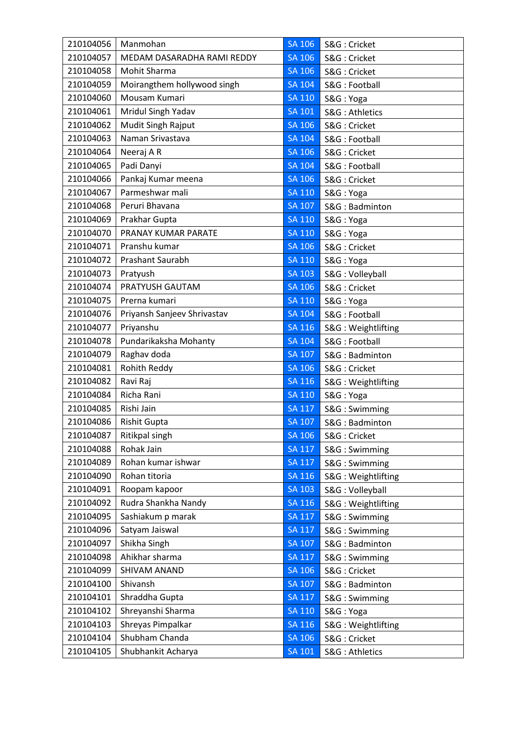| 210104056 | Manmohan | SA 106 | S&G : Cricket |
|---|---|---|---|
| 210104057 | MEDAM DASARADHA RAMI REDDY | SA 106 | S&G : Cricket |
| 210104058 | Mohit Sharma | SA 106 | S&G : Cricket |
| 210104059 | Moirangthem hollywood singh | SA 104 | S&G : Football |
| 210104060 | Mousam Kumari | SA 110 | S&G : Yoga |
| 210104061 | Mridul Singh Yadav | SA 101 | S&G : Athletics |
| 210104062 | Mudit Singh Rajput | SA 106 | S&G : Cricket |
| 210104063 | Naman Srivastava | SA 104 | S&G : Football |
| 210104064 | Neeraj A R | SA 106 | S&G : Cricket |
| 210104065 | Padi Danyi | SA 104 | S&G : Football |
| 210104066 | Pankaj Kumar meena | SA 106 | S&G : Cricket |
| 210104067 | Parmeshwar mali | SA 110 | S&G : Yoga |
| 210104068 | Peruri Bhavana | SA 107 | S&G : Badminton |
| 210104069 | Prakhar Gupta | SA 110 | S&G : Yoga |
| 210104070 | PRANAY KUMAR PARATE | SA 110 | S&G : Yoga |
| 210104071 | Pranshu kumar | SA 106 | S&G : Cricket |
| 210104072 | Prashant Saurabh | SA 110 | S&G : Yoga |
| 210104073 | Pratyush | SA 103 | S&G : Volleyball |
| 210104074 | PRATYUSH GAUTAM | SA 106 | S&G : Cricket |
| 210104075 | Prerna kumari | SA 110 | S&G : Yoga |
| 210104076 | Priyansh Sanjeev Shrivastav | SA 104 | S&G : Football |
| 210104077 | Priyanshu | SA 116 | S&G : Weightlifting |
| 210104078 | Pundarikaksha Mohanty | SA 104 | S&G : Football |
| 210104079 | Raghav doda | SA 107 | S&G : Badminton |
| 210104081 | Rohith Reddy | SA 106 | S&G : Cricket |
| 210104082 | Ravi Raj | SA 116 | S&G : Weightlifting |
| 210104084 | Richa Rani | SA 110 | S&G : Yoga |
| 210104085 | Rishi Jain | SA 117 | S&G : Swimming |
| 210104086 | Rishit Gupta | SA 107 | S&G : Badminton |
| 210104087 | Ritikpal singh | SA 106 | S&G : Cricket |
| 210104088 | Rohak Jain | SA 117 | S&G : Swimming |
| 210104089 | Rohan kumar ishwar | SA 117 | S&G : Swimming |
| 210104090 | Rohan titoria | SA 116 | S&G : Weightlifting |
| 210104091 | Roopam kapoor | SA 103 | S&G : Volleyball |
| 210104092 | Rudra Shankha Nandy | SA 116 | S&G : Weightlifting |
| 210104095 | Sashiakum p marak | SA 117 | S&G : Swimming |
| 210104096 | Satyam Jaiswal | SA 117 | S&G : Swimming |
| 210104097 | Shikha Singh | SA 107 | S&G : Badminton |
| 210104098 | Ahikhar sharma | SA 117 | S&G : Swimming |
| 210104099 | SHIVAM ANAND | SA 106 | S&G : Cricket |
| 210104100 | Shivansh | SA 107 | S&G : Badminton |
| 210104101 | Shraddha Gupta | SA 117 | S&G : Swimming |
| 210104102 | Shreyanshi Sharma | SA 110 | S&G : Yoga |
| 210104103 | Shreyas Pimpalkar | SA 116 | S&G : Weightlifting |
| 210104104 | Shubham Chanda | SA 106 | S&G : Cricket |
| 210104105 | Shubhankit Acharya | SA 101 | S&G : Athletics |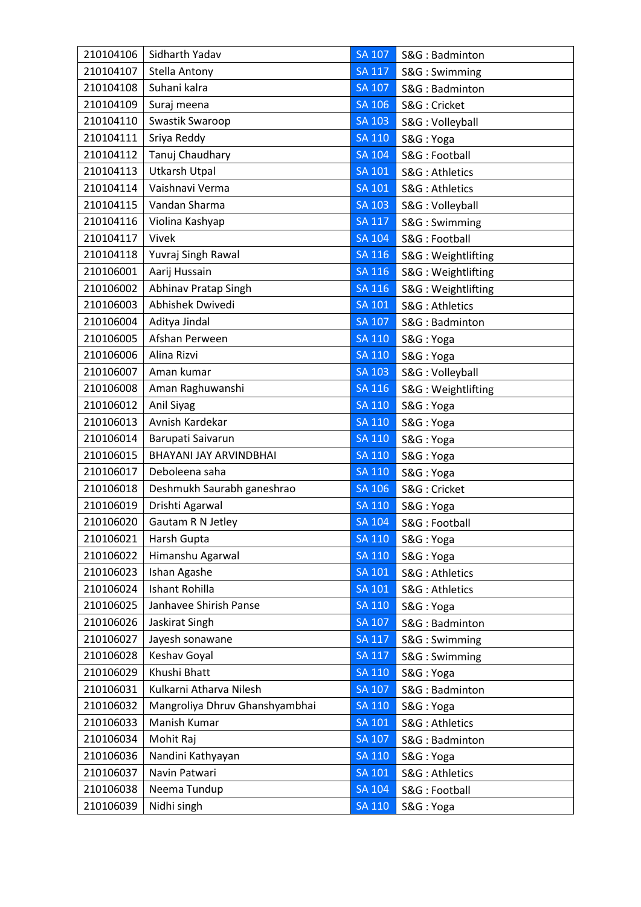| 210104106 | Sidharth Yadav | SA 107 | S&G : Badminton |
|---|---|---|---|
| 210104107 | Stella Antony | SA 117 | S&G : Swimming |
| 210104108 | Suhani kalra | SA 107 | S&G : Badminton |
| 210104109 | Suraj meena | SA 106 | S&G : Cricket |
| 210104110 | Swastik Swaroop | SA 103 | S&G : Volleyball |
| 210104111 | Sriya Reddy | SA 110 | S&G : Yoga |
| 210104112 | Tanuj Chaudhary | SA 104 | S&G : Football |
| 210104113 | Utkarsh Utpal | SA 101 | S&G : Athletics |
| 210104114 | Vaishnavi Verma | SA 101 | S&G : Athletics |
| 210104115 | Vandan Sharma | SA 103 | S&G : Volleyball |
| 210104116 | Violina Kashyap | SA 117 | S&G : Swimming |
| 210104117 | Vivek | SA 104 | S&G : Football |
| 210104118 | Yuvraj Singh Rawal | SA 116 | S&G : Weightlifting |
| 210106001 | Aarij Hussain | SA 116 | S&G : Weightlifting |
| 210106002 | Abhinav Pratap Singh | SA 116 | S&G : Weightlifting |
| 210106003 | Abhishek Dwivedi | SA 101 | S&G : Athletics |
| 210106004 | Aditya Jindal | SA 107 | S&G : Badminton |
| 210106005 | Afshan Perween | SA 110 | S&G : Yoga |
| 210106006 | Alina Rizvi | SA 110 | S&G : Yoga |
| 210106007 | Aman kumar | SA 103 | S&G : Volleyball |
| 210106008 | Aman Raghuwanshi | SA 116 | S&G : Weightlifting |
| 210106012 | Anil Siyag | SA 110 | S&G : Yoga |
| 210106013 | Avnish Kardekar | SA 110 | S&G : Yoga |
| 210106014 | Barupati Saivarun | SA 110 | S&G : Yoga |
| 210106015 | BHAYANI JAY ARVINDBHAI | SA 110 | S&G : Yoga |
| 210106017 | Deboleena saha | SA 110 | S&G : Yoga |
| 210106018 | Deshmukh Saurabh ganeshrao | SA 106 | S&G : Cricket |
| 210106019 | Drishti Agarwal | SA 110 | S&G : Yoga |
| 210106020 | Gautam R N Jetley | SA 104 | S&G : Football |
| 210106021 | Harsh Gupta | SA 110 | S&G : Yoga |
| 210106022 | Himanshu Agarwal | SA 110 | S&G : Yoga |
| 210106023 | Ishan Agashe | SA 101 | S&G : Athletics |
| 210106024 | Ishant Rohilla | SA 101 | S&G : Athletics |
| 210106025 | Janhavee Shirish Panse | SA 110 | S&G : Yoga |
| 210106026 | Jaskirat Singh | SA 107 | S&G : Badminton |
| 210106027 | Jayesh sonawane | SA 117 | S&G : Swimming |
| 210106028 | Keshav Goyal | SA 117 | S&G : Swimming |
| 210106029 | Khushi Bhatt | SA 110 | S&G : Yoga |
| 210106031 | Kulkarni Atharva Nilesh | SA 107 | S&G : Badminton |
| 210106032 | Mangroliya Dhruv Ghanshyambhai | SA 110 | S&G : Yoga |
| 210106033 | Manish Kumar | SA 101 | S&G : Athletics |
| 210106034 | Mohit Raj | SA 107 | S&G : Badminton |
| 210106036 | Nandini Kathyayan | SA 110 | S&G : Yoga |
| 210106037 | Navin Patwari | SA 101 | S&G : Athletics |
| 210106038 | Neema Tundup | SA 104 | S&G : Football |
| 210106039 | Nidhi singh | SA 110 | S&G : Yoga |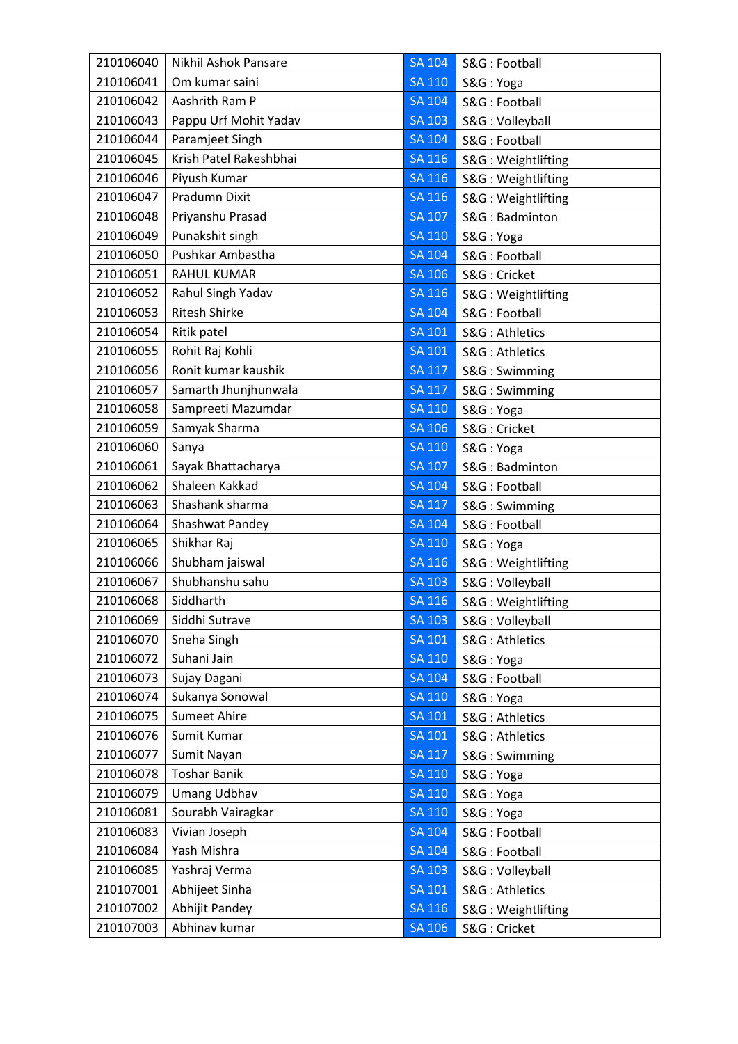| 210106040 | Nikhil Ashok Pansare | SA 104 | S&G : Football |
|---|---|---|---|
| 210106041 | Om kumar saini | SA 110 | S&G : Yoga |
| 210106042 | Aashrith Ram P | SA 104 | S&G : Football |
| 210106043 | Pappu Urf Mohit Yadav | SA 103 | S&G : Volleyball |
| 210106044 | Paramjeet Singh | SA 104 | S&G : Football |
| 210106045 | Krish Patel Rakeshbhai | SA 116 | S&G : Weightlifting |
| 210106046 | Piyush Kumar | SA 116 | S&G : Weightlifting |
| 210106047 | Pradumn Dixit | SA 116 | S&G : Weightlifting |
| 210106048 | Priyanshu Prasad | SA 107 | S&G : Badminton |
| 210106049 | Punakshit singh | SA 110 | S&G : Yoga |
| 210106050 | Pushkar Ambastha | SA 104 | S&G : Football |
| 210106051 | RAHUL KUMAR | SA 106 | S&G : Cricket |
| 210106052 | Rahul Singh Yadav | SA 116 | S&G : Weightlifting |
| 210106053 | Ritesh Shirke | SA 104 | S&G : Football |
| 210106054 | Ritik patel | SA 101 | S&G : Athletics |
| 210106055 | Rohit Raj Kohli | SA 101 | S&G : Athletics |
| 210106056 | Ronit kumar kaushik | SA 117 | S&G : Swimming |
| 210106057 | Samarth Jhunjhunwala | SA 117 | S&G : Swimming |
| 210106058 | Sampreeti Mazumdar | SA 110 | S&G : Yoga |
| 210106059 | Samyak Sharma | SA 106 | S&G : Cricket |
| 210106060 | Sanya | SA 110 | S&G : Yoga |
| 210106061 | Sayak Bhattacharya | SA 107 | S&G : Badminton |
| 210106062 | Shaleen Kakkad | SA 104 | S&G : Football |
| 210106063 | Shashank sharma | SA 117 | S&G : Swimming |
| 210106064 | Shashwat Pandey | SA 104 | S&G : Football |
| 210106065 | Shikhar Raj | SA 110 | S&G : Yoga |
| 210106066 | Shubham jaiswal | SA 116 | S&G : Weightlifting |
| 210106067 | Shubhanshu sahu | SA 103 | S&G : Volleyball |
| 210106068 | Siddharth | SA 116 | S&G : Weightlifting |
| 210106069 | Siddhi Sutrave | SA 103 | S&G : Volleyball |
| 210106070 | Sneha Singh | SA 101 | S&G : Athletics |
| 210106072 | Suhani Jain | SA 110 | S&G : Yoga |
| 210106073 | Sujay Dagani | SA 104 | S&G : Football |
| 210106074 | Sukanya Sonowal | SA 110 | S&G : Yoga |
| 210106075 | Sumeet Ahire | SA 101 | S&G : Athletics |
| 210106076 | Sumit Kumar | SA 101 | S&G : Athletics |
| 210106077 | Sumit Nayan | SA 117 | S&G : Swimming |
| 210106078 | Toshar Banik | SA 110 | S&G : Yoga |
| 210106079 | Umang Udbhav | SA 110 | S&G : Yoga |
| 210106081 | Sourabh Vairagkar | SA 110 | S&G : Yoga |
| 210106083 | Vivian Joseph | SA 104 | S&G : Football |
| 210106084 | Yash Mishra | SA 104 | S&G : Football |
| 210106085 | Yashraj Verma | SA 103 | S&G : Volleyball |
| 210107001 | Abhijeet Sinha | SA 101 | S&G : Athletics |
| 210107002 | Abhijit Pandey | SA 116 | S&G : Weightlifting |
| 210107003 | Abhinav kumar | SA 106 | S&G : Cricket |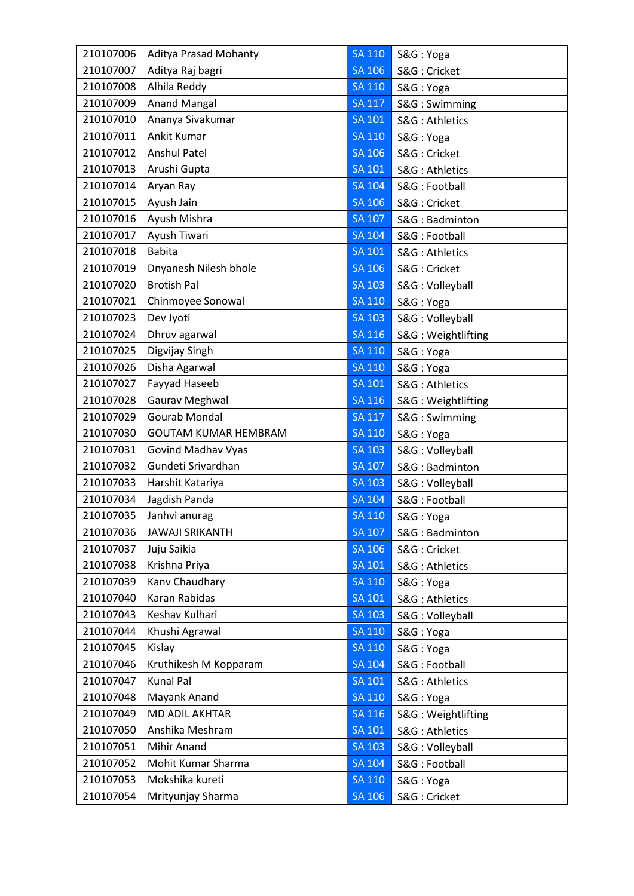| 210107006 | Aditya Prasad Mohanty | SA 110 | S&G : Yoga |
|---|---|---|---|
| 210107007 | Aditya Raj bagri | SA 106 | S&G : Cricket |
| 210107008 | Alhila Reddy | SA 110 | S&G : Yoga |
| 210107009 | Anand Mangal | SA 117 | S&G : Swimming |
| 210107010 | Ananya Sivakumar | SA 101 | S&G : Athletics |
| 210107011 | Ankit Kumar | SA 110 | S&G : Yoga |
| 210107012 | Anshul Patel | SA 106 | S&G : Cricket |
| 210107013 | Arushi Gupta | SA 101 | S&G : Athletics |
| 210107014 | Aryan Ray | SA 104 | S&G : Football |
| 210107015 | Ayush Jain | SA 106 | S&G : Cricket |
| 210107016 | Ayush Mishra | SA 107 | S&G : Badminton |
| 210107017 | Ayush Tiwari | SA 104 | S&G : Football |
| 210107018 | Babita | SA 101 | S&G : Athletics |
| 210107019 | Dnyanesh Nilesh bhole | SA 106 | S&G : Cricket |
| 210107020 | Brotish Pal | SA 103 | S&G : Volleyball |
| 210107021 | Chinmoyee Sonowal | SA 110 | S&G : Yoga |
| 210107023 | Dev Jyoti | SA 103 | S&G : Volleyball |
| 210107024 | Dhruv agarwal | SA 116 | S&G : Weightlifting |
| 210107025 | Digvijay Singh | SA 110 | S&G : Yoga |
| 210107026 | Disha Agarwal | SA 110 | S&G : Yoga |
| 210107027 | Fayyad Haseeb | SA 101 | S&G : Athletics |
| 210107028 | Gaurav Meghwal | SA 116 | S&G : Weightlifting |
| 210107029 | Gourab Mondal | SA 117 | S&G : Swimming |
| 210107030 | GOUTAM KUMAR HEMBRAM | SA 110 | S&G : Yoga |
| 210107031 | Govind Madhav Vyas | SA 103 | S&G : Volleyball |
| 210107032 | Gundeti Srivardhan | SA 107 | S&G : Badminton |
| 210107033 | Harshit Katariya | SA 103 | S&G : Volleyball |
| 210107034 | Jagdish Panda | SA 104 | S&G : Football |
| 210107035 | Janhvi anurag | SA 110 | S&G : Yoga |
| 210107036 | JAWAJI SRIKANTH | SA 107 | S&G : Badminton |
| 210107037 | Juju Saikia | SA 106 | S&G : Cricket |
| 210107038 | Krishna Priya | SA 101 | S&G : Athletics |
| 210107039 | Kanv Chaudhary | SA 110 | S&G : Yoga |
| 210107040 | Karan Rabidas | SA 101 | S&G : Athletics |
| 210107043 | Keshav Kulhari | SA 103 | S&G : Volleyball |
| 210107044 | Khushi Agrawal | SA 110 | S&G : Yoga |
| 210107045 | Kislay | SA 110 | S&G : Yoga |
| 210107046 | Kruthikesh M Kopparam | SA 104 | S&G : Football |
| 210107047 | Kunal Pal | SA 101 | S&G : Athletics |
| 210107048 | Mayank Anand | SA 110 | S&G : Yoga |
| 210107049 | MD ADIL AKHTAR | SA 116 | S&G : Weightlifting |
| 210107050 | Anshika Meshram | SA 101 | S&G : Athletics |
| 210107051 | Mihir Anand | SA 103 | S&G : Volleyball |
| 210107052 | Mohit Kumar Sharma | SA 104 | S&G : Football |
| 210107053 | Mokshika kureti | SA 110 | S&G : Yoga |
| 210107054 | Mrityunjay Sharma | SA 106 | S&G : Cricket |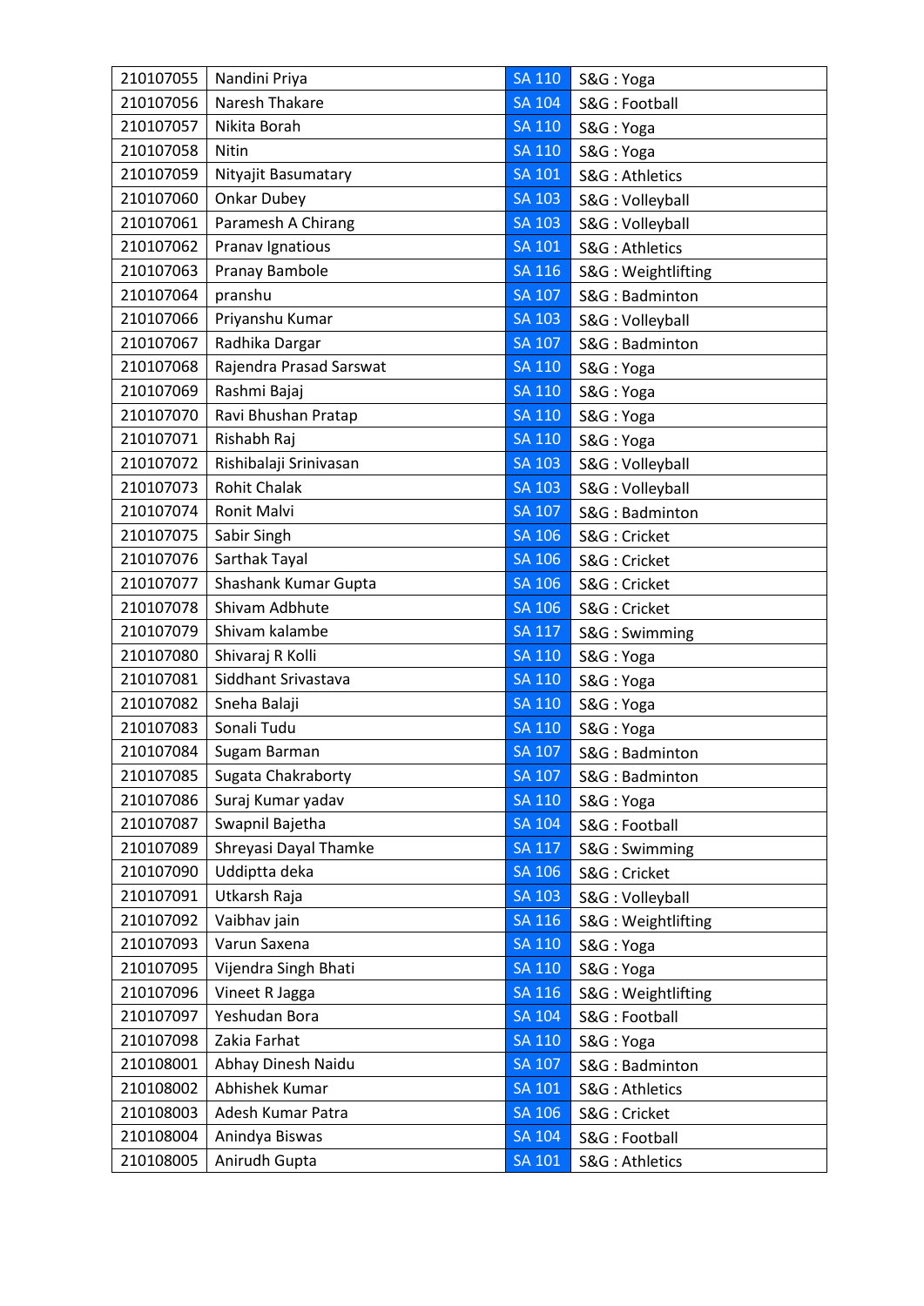| 210107055 | Nandini Priya | SA 110 | S&G : Yoga |
|---|---|---|---|
| 210107056 | Naresh Thakare | SA 104 | S&G : Football |
| 210107057 | Nikita Borah | SA 110 | S&G : Yoga |
| 210107058 | Nitin | SA 110 | S&G : Yoga |
| 210107059 | Nityajit Basumatary | SA 101 | S&G : Athletics |
| 210107060 | Onkar Dubey | SA 103 | S&G : Volleyball |
| 210107061 | Paramesh A Chirang | SA 103 | S&G : Volleyball |
| 210107062 | Pranav Ignatious | SA 101 | S&G : Athletics |
| 210107063 | Pranay Bambole | SA 116 | S&G : Weightlifting |
| 210107064 | pranshu | SA 107 | S&G : Badminton |
| 210107066 | Priyanshu Kumar | SA 103 | S&G : Volleyball |
| 210107067 | Radhika Dargar | SA 107 | S&G : Badminton |
| 210107068 | Rajendra Prasad Sarswat | SA 110 | S&G : Yoga |
| 210107069 | Rashmi Bajaj | SA 110 | S&G : Yoga |
| 210107070 | Ravi Bhushan Pratap | SA 110 | S&G : Yoga |
| 210107071 | Rishabh Raj | SA 110 | S&G : Yoga |
| 210107072 | Rishibalaji Srinivasan | SA 103 | S&G : Volleyball |
| 210107073 | Rohit Chalak | SA 103 | S&G : Volleyball |
| 210107074 | Ronit Malvi | SA 107 | S&G : Badminton |
| 210107075 | Sabir Singh | SA 106 | S&G : Cricket |
| 210107076 | Sarthak Tayal | SA 106 | S&G : Cricket |
| 210107077 | Shashank Kumar Gupta | SA 106 | S&G : Cricket |
| 210107078 | Shivam Adbhute | SA 106 | S&G : Cricket |
| 210107079 | Shivam kalambe | SA 117 | S&G : Swimming |
| 210107080 | Shivaraj R Kolli | SA 110 | S&G : Yoga |
| 210107081 | Siddhant Srivastava | SA 110 | S&G : Yoga |
| 210107082 | Sneha Balaji | SA 110 | S&G : Yoga |
| 210107083 | Sonali Tudu | SA 110 | S&G : Yoga |
| 210107084 | Sugam Barman | SA 107 | S&G : Badminton |
| 210107085 | Sugata Chakraborty | SA 107 | S&G : Badminton |
| 210107086 | Suraj Kumar yadav | SA 110 | S&G : Yoga |
| 210107087 | Swapnil Bajetha | SA 104 | S&G : Football |
| 210107089 | Shreyasi Dayal Thamke | SA 117 | S&G : Swimming |
| 210107090 | Uddiptta deka | SA 106 | S&G : Cricket |
| 210107091 | Utkarsh Raja | SA 103 | S&G : Volleyball |
| 210107092 | Vaibhav jain | SA 116 | S&G : Weightlifting |
| 210107093 | Varun Saxena | SA 110 | S&G : Yoga |
| 210107095 | Vijendra Singh Bhati | SA 110 | S&G : Yoga |
| 210107096 | Vineet R Jagga | SA 116 | S&G : Weightlifting |
| 210107097 | Yeshudan Bora | SA 104 | S&G : Football |
| 210107098 | Zakia Farhat | SA 110 | S&G : Yoga |
| 210108001 | Abhay Dinesh Naidu | SA 107 | S&G : Badminton |
| 210108002 | Abhishek Kumar | SA 101 | S&G : Athletics |
| 210108003 | Adesh Kumar Patra | SA 106 | S&G : Cricket |
| 210108004 | Anindya Biswas | SA 104 | S&G : Football |
| 210108005 | Anirudh Gupta | SA 101 | S&G : Athletics |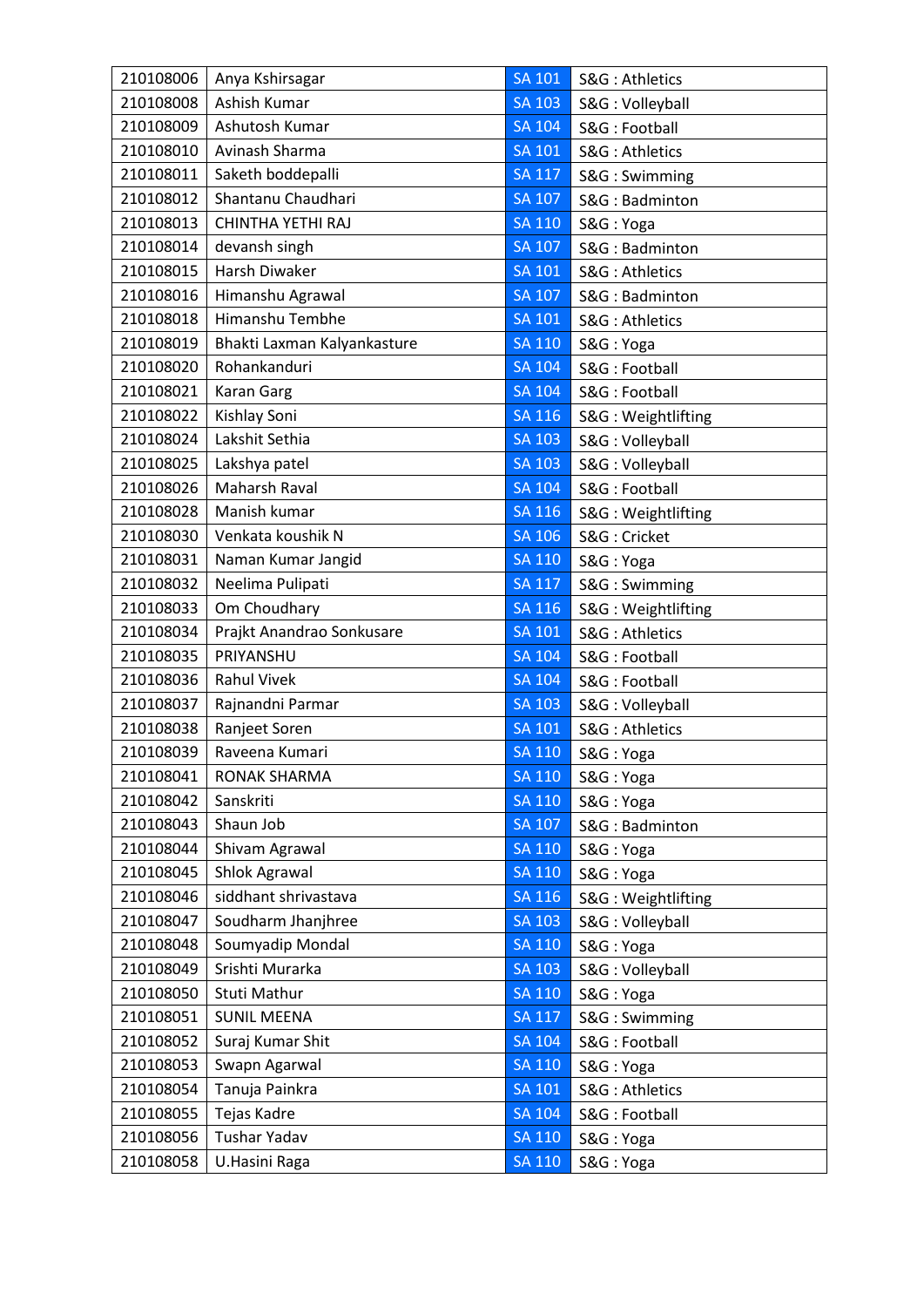| 210108006 | Anya Kshirsagar | SA 101 | S&G : Athletics |
|---|---|---|---|
| 210108008 | Ashish Kumar | SA 103 | S&G : Volleyball |
| 210108009 | Ashutosh Kumar | SA 104 | S&G : Football |
| 210108010 | Avinash Sharma | SA 101 | S&G : Athletics |
| 210108011 | Saketh boddepalli | SA 117 | S&G : Swimming |
| 210108012 | Shantanu Chaudhari | SA 107 | S&G : Badminton |
| 210108013 | CHINTHA YETHI RAJ | SA 110 | S&G : Yoga |
| 210108014 | devansh singh | SA 107 | S&G : Badminton |
| 210108015 | Harsh Diwaker | SA 101 | S&G : Athletics |
| 210108016 | Himanshu Agrawal | SA 107 | S&G : Badminton |
| 210108018 | Himanshu Tembhe | SA 101 | S&G : Athletics |
| 210108019 | Bhakti Laxman Kalyankasture | SA 110 | S&G : Yoga |
| 210108020 | Rohankanduri | SA 104 | S&G : Football |
| 210108021 | Karan Garg | SA 104 | S&G : Football |
| 210108022 | Kishlay Soni | SA 116 | S&G : Weightlifting |
| 210108024 | Lakshit Sethia | SA 103 | S&G : Volleyball |
| 210108025 | Lakshya patel | SA 103 | S&G : Volleyball |
| 210108026 | Maharsh Raval | SA 104 | S&G : Football |
| 210108028 | Manish kumar | SA 116 | S&G : Weightlifting |
| 210108030 | Venkata koushik N | SA 106 | S&G : Cricket |
| 210108031 | Naman Kumar Jangid | SA 110 | S&G : Yoga |
| 210108032 | Neelima Pulipati | SA 117 | S&G : Swimming |
| 210108033 | Om Choudhary | SA 116 | S&G : Weightlifting |
| 210108034 | Prajkt Anandrao Sonkusare | SA 101 | S&G : Athletics |
| 210108035 | PRIYANSHU | SA 104 | S&G : Football |
| 210108036 | Rahul Vivek | SA 104 | S&G : Football |
| 210108037 | Rajnandni Parmar | SA 103 | S&G : Volleyball |
| 210108038 | Ranjeet Soren | SA 101 | S&G : Athletics |
| 210108039 | Raveena Kumari | SA 110 | S&G : Yoga |
| 210108041 | RONAK SHARMA | SA 110 | S&G : Yoga |
| 210108042 | Sanskriti | SA 110 | S&G : Yoga |
| 210108043 | Shaun Job | SA 107 | S&G : Badminton |
| 210108044 | Shivam Agrawal | SA 110 | S&G : Yoga |
| 210108045 | Shlok Agrawal | SA 110 | S&G : Yoga |
| 210108046 | siddhant shrivastava | SA 116 | S&G : Weightlifting |
| 210108047 | Soudharm Jhanjhree | SA 103 | S&G : Volleyball |
| 210108048 | Soumyadip Mondal | SA 110 | S&G : Yoga |
| 210108049 | Srishti Murarka | SA 103 | S&G : Volleyball |
| 210108050 | Stuti Mathur | SA 110 | S&G : Yoga |
| 210108051 | SUNIL MEENA | SA 117 | S&G : Swimming |
| 210108052 | Suraj Kumar Shit | SA 104 | S&G : Football |
| 210108053 | Swapn Agarwal | SA 110 | S&G : Yoga |
| 210108054 | Tanuja Painkra | SA 101 | S&G : Athletics |
| 210108055 | Tejas Kadre | SA 104 | S&G : Football |
| 210108056 | Tushar Yadav | SA 110 | S&G : Yoga |
| 210108058 | U.Hasini Raga | SA 110 | S&G : Yoga |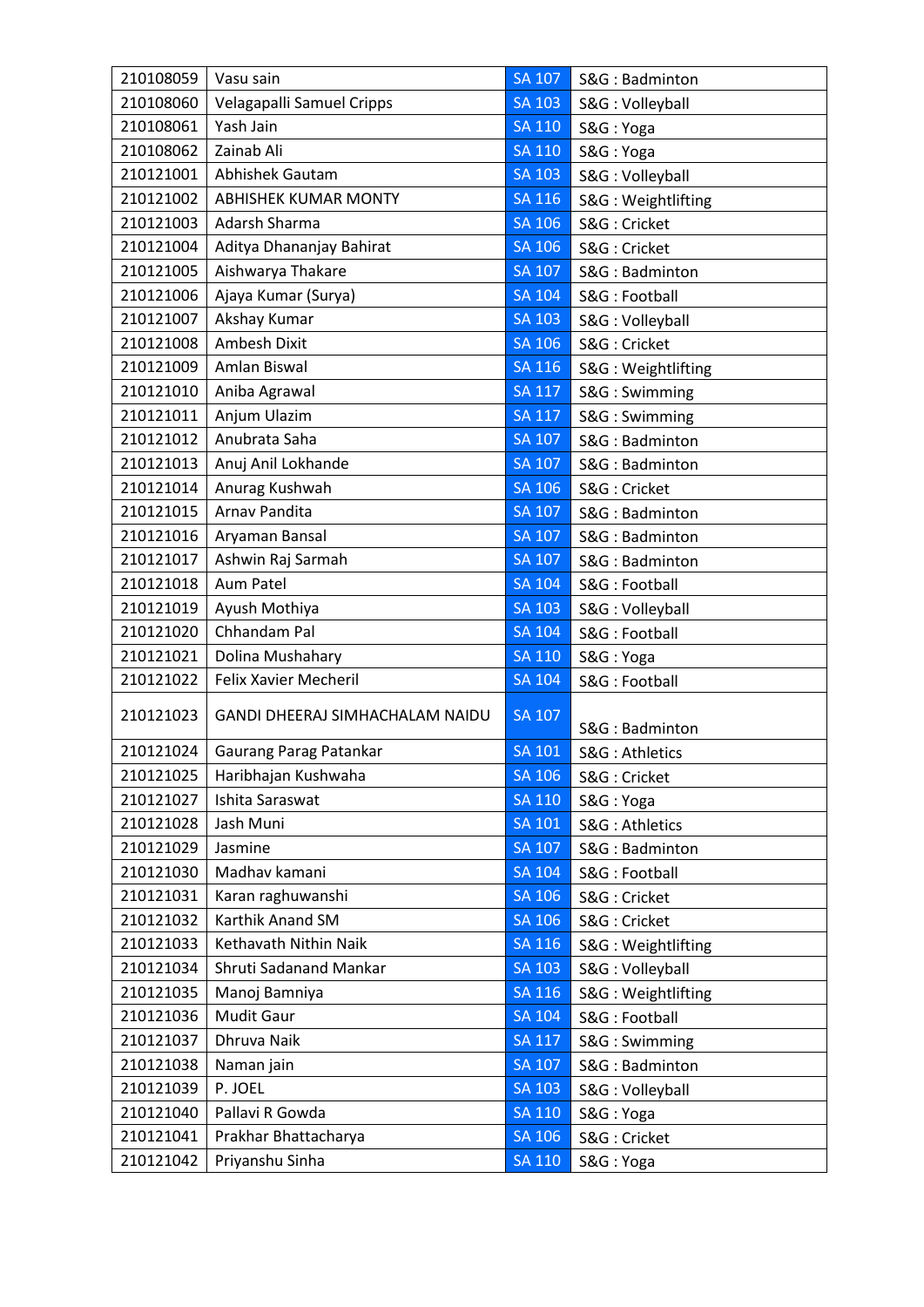| 210108059 | Vasu sain | SA 107 | S&G : Badminton |
|---|---|---|---|
| 210108060 | Velagapalli Samuel Cripps | SA 103 | S&G : Volleyball |
| 210108061 | Yash Jain | SA 110 | S&G : Yoga |
| 210108062 | Zainab Ali | SA 110 | S&G : Yoga |
| 210121001 | Abhishek Gautam | SA 103 | S&G : Volleyball |
| 210121002 | ABHISHEK KUMAR MONTY | SA 116 | S&G : Weightlifting |
| 210121003 | Adarsh Sharma | SA 106 | S&G : Cricket |
| 210121004 | Aditya Dhananjay Bahirat | SA 106 | S&G : Cricket |
| 210121005 | Aishwarya Thakare | SA 107 | S&G : Badminton |
| 210121006 | Ajaya Kumar (Surya) | SA 104 | S&G : Football |
| 210121007 | Akshay Kumar | SA 103 | S&G : Volleyball |
| 210121008 | Ambesh Dixit | SA 106 | S&G : Cricket |
| 210121009 | Amlan Biswal | SA 116 | S&G : Weightlifting |
| 210121010 | Aniba Agrawal | SA 117 | S&G : Swimming |
| 210121011 | Anjum Ulazim | SA 117 | S&G : Swimming |
| 210121012 | Anubrata Saha | SA 107 | S&G : Badminton |
| 210121013 | Anuj Anil Lokhande | SA 107 | S&G : Badminton |
| 210121014 | Anurag Kushwah | SA 106 | S&G : Cricket |
| 210121015 | Arnav Pandita | SA 107 | S&G : Badminton |
| 210121016 | Aryaman Bansal | SA 107 | S&G : Badminton |
| 210121017 | Ashwin Raj Sarmah | SA 107 | S&G : Badminton |
| 210121018 | Aum Patel | SA 104 | S&G : Football |
| 210121019 | Ayush Mothiya | SA 103 | S&G : Volleyball |
| 210121020 | Chhandam Pal | SA 104 | S&G : Football |
| 210121021 | Dolina Mushahary | SA 110 | S&G : Yoga |
| 210121022 | Felix Xavier Mecheril | SA 104 | S&G : Football |
| 210121023 | GANDI DHEERAJ SIMHACHALAM NAIDU | SA 107 | S&G : Badminton |
| 210121024 | Gaurang Parag Patankar | SA 101 | S&G : Athletics |
| 210121025 | Haribhajan Kushwaha | SA 106 | S&G : Cricket |
| 210121027 | Ishita Saraswat | SA 110 | S&G : Yoga |
| 210121028 | Jash Muni | SA 101 | S&G : Athletics |
| 210121029 | Jasmine | SA 107 | S&G : Badminton |
| 210121030 | Madhav kamani | SA 104 | S&G : Football |
| 210121031 | Karan raghuwanshi | SA 106 | S&G : Cricket |
| 210121032 | Karthik Anand SM | SA 106 | S&G : Cricket |
| 210121033 | Kethavath Nithin Naik | SA 116 | S&G : Weightlifting |
| 210121034 | Shruti Sadanand Mankar | SA 103 | S&G : Volleyball |
| 210121035 | Manoj Bamniya | SA 116 | S&G : Weightlifting |
| 210121036 | Mudit Gaur | SA 104 | S&G : Football |
| 210121037 | Dhruva Naik | SA 117 | S&G : Swimming |
| 210121038 | Naman jain | SA 107 | S&G : Badminton |
| 210121039 | P. JOEL | SA 103 | S&G : Volleyball |
| 210121040 | Pallavi R Gowda | SA 110 | S&G : Yoga |
| 210121041 | Prakhar Bhattacharya | SA 106 | S&G : Cricket |
| 210121042 | Priyanshu Sinha | SA 110 | S&G : Yoga |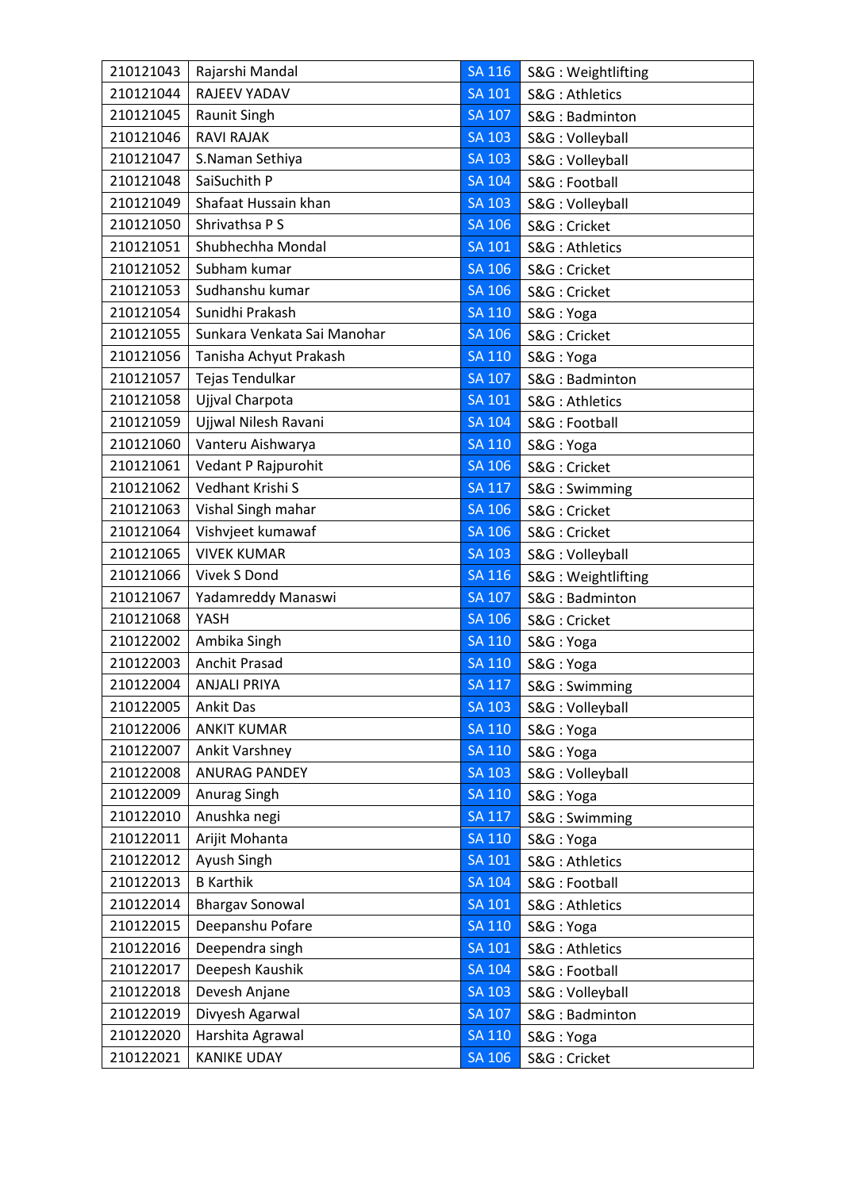| 210121043 | Rajarshi Mandal | SA 116 | S&G : Weightlifting |
|---|---|---|---|
| 210121044 | RAJEEV YADAV | SA 101 | S&G : Athletics |
| 210121045 | Raunit Singh | SA 107 | S&G : Badminton |
| 210121046 | RAVI RAJAK | SA 103 | S&G : Volleyball |
| 210121047 | S.Naman Sethiya | SA 103 | S&G : Volleyball |
| 210121048 | SaiSuchith P | SA 104 | S&G : Football |
| 210121049 | Shafaat Hussain khan | SA 103 | S&G : Volleyball |
| 210121050 | Shrivathsa P S | SA 106 | S&G : Cricket |
| 210121051 | Shubhechha Mondal | SA 101 | S&G : Athletics |
| 210121052 | Subham kumar | SA 106 | S&G : Cricket |
| 210121053 | Sudhanshu kumar | SA 106 | S&G : Cricket |
| 210121054 | Sunidhi Prakash | SA 110 | S&G : Yoga |
| 210121055 | Sunkara Venkata Sai Manohar | SA 106 | S&G : Cricket |
| 210121056 | Tanisha Achyut Prakash | SA 110 | S&G : Yoga |
| 210121057 | Tejas Tendulkar | SA 107 | S&G : Badminton |
| 210121058 | Ujjval Charpota | SA 101 | S&G : Athletics |
| 210121059 | Ujjwal Nilesh Ravani | SA 104 | S&G : Football |
| 210121060 | Vanteru Aishwarya | SA 110 | S&G : Yoga |
| 210121061 | Vedant P Rajpurohit | SA 106 | S&G : Cricket |
| 210121062 | Vedhant Krishi S | SA 117 | S&G : Swimming |
| 210121063 | Vishal Singh mahar | SA 106 | S&G : Cricket |
| 210121064 | Vishvjeet kumawaf | SA 106 | S&G : Cricket |
| 210121065 | VIVEK KUMAR | SA 103 | S&G : Volleyball |
| 210121066 | Vivek S Dond | SA 116 | S&G : Weightlifting |
| 210121067 | Yadamreddy Manaswi | SA 107 | S&G : Badminton |
| 210121068 | YASH | SA 106 | S&G : Cricket |
| 210122002 | Ambika Singh | SA 110 | S&G : Yoga |
| 210122003 | Anchit Prasad | SA 110 | S&G : Yoga |
| 210122004 | ANJALI PRIYA | SA 117 | S&G : Swimming |
| 210122005 | Ankit Das | SA 103 | S&G : Volleyball |
| 210122006 | ANKIT KUMAR | SA 110 | S&G : Yoga |
| 210122007 | Ankit Varshney | SA 110 | S&G : Yoga |
| 210122008 | ANURAG PANDEY | SA 103 | S&G : Volleyball |
| 210122009 | Anurag Singh | SA 110 | S&G : Yoga |
| 210122010 | Anushka negi | SA 117 | S&G : Swimming |
| 210122011 | Arijit Mohanta | SA 110 | S&G : Yoga |
| 210122012 | Ayush Singh | SA 101 | S&G : Athletics |
| 210122013 | B Karthik | SA 104 | S&G : Football |
| 210122014 | Bhargav Sonowal | SA 101 | S&G : Athletics |
| 210122015 | Deepanshu Pofare | SA 110 | S&G : Yoga |
| 210122016 | Deependra singh | SA 101 | S&G : Athletics |
| 210122017 | Deepesh Kaushik | SA 104 | S&G : Football |
| 210122018 | Devesh Anjane | SA 103 | S&G : Volleyball |
| 210122019 | Divyesh Agarwal | SA 107 | S&G : Badminton |
| 210122020 | Harshita Agrawal | SA 110 | S&G : Yoga |
| 210122021 | KANIKE UDAY | SA 106 | S&G : Cricket |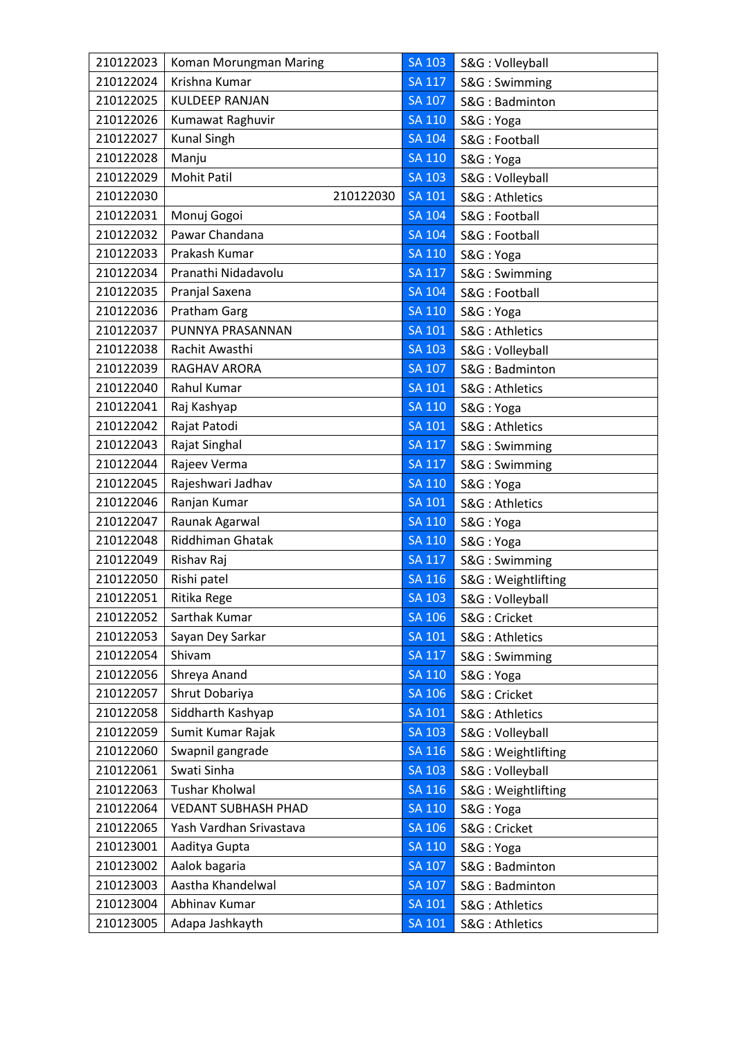| 210122023 | Koman Morungman Maring | SA 103 | S&G : Volleyball |
|---|---|---|---|
| 210122024 | Krishna Kumar | SA 117 | S&G : Swimming |
| 210122025 | KULDEEP RANJAN | SA 107 | S&G : Badminton |
| 210122026 | Kumawat Raghuvir | SA 110 | S&G : Yoga |
| 210122027 | Kunal Singh | SA 104 | S&G : Football |
| 210122028 | Manju | SA 110 | S&G : Yoga |
| 210122029 | Mohit Patil | SA 103 | S&G : Volleyball |
| 210122030 | 210122030 | SA 101 | S&G : Athletics |
| 210122031 | Monuj Gogoi | SA 104 | S&G : Football |
| 210122032 | Pawar Chandana | SA 104 | S&G : Football |
| 210122033 | Prakash Kumar | SA 110 | S&G : Yoga |
| 210122034 | Pranathi Nidadavolu | SA 117 | S&G : Swimming |
| 210122035 | Pranjal Saxena | SA 104 | S&G : Football |
| 210122036 | Pratham Garg | SA 110 | S&G : Yoga |
| 210122037 | PUNNYA PRASANNAN | SA 101 | S&G : Athletics |
| 210122038 | Rachit Awasthi | SA 103 | S&G : Volleyball |
| 210122039 | RAGHAV ARORA | SA 107 | S&G : Badminton |
| 210122040 | Rahul Kumar | SA 101 | S&G : Athletics |
| 210122041 | Raj Kashyap | SA 110 | S&G : Yoga |
| 210122042 | Rajat Patodi | SA 101 | S&G : Athletics |
| 210122043 | Rajat Singhal | SA 117 | S&G : Swimming |
| 210122044 | Rajeev Verma | SA 117 | S&G : Swimming |
| 210122045 | Rajeshwari Jadhav | SA 110 | S&G : Yoga |
| 210122046 | Ranjan Kumar | SA 101 | S&G : Athletics |
| 210122047 | Raunak Agarwal | SA 110 | S&G : Yoga |
| 210122048 | Riddhiman Ghatak | SA 110 | S&G : Yoga |
| 210122049 | Rishav Raj | SA 117 | S&G : Swimming |
| 210122050 | Rishi patel | SA 116 | S&G : Weightlifting |
| 210122051 | Ritika Rege | SA 103 | S&G : Volleyball |
| 210122052 | Sarthak Kumar | SA 106 | S&G : Cricket |
| 210122053 | Sayan Dey Sarkar | SA 101 | S&G : Athletics |
| 210122054 | Shivam | SA 117 | S&G : Swimming |
| 210122056 | Shreya Anand | SA 110 | S&G : Yoga |
| 210122057 | Shrut Dobariya | SA 106 | S&G : Cricket |
| 210122058 | Siddharth Kashyap | SA 101 | S&G : Athletics |
| 210122059 | Sumit Kumar Rajak | SA 103 | S&G : Volleyball |
| 210122060 | Swapnil gangrade | SA 116 | S&G : Weightlifting |
| 210122061 | Swati Sinha | SA 103 | S&G : Volleyball |
| 210122063 | Tushar Kholwal | SA 116 | S&G : Weightlifting |
| 210122064 | VEDANT SUBHASH PHAD | SA 110 | S&G : Yoga |
| 210122065 | Yash Vardhan Srivastava | SA 106 | S&G : Cricket |
| 210123001 | Aaditya Gupta | SA 110 | S&G : Yoga |
| 210123002 | Aalok bagaria | SA 107 | S&G : Badminton |
| 210123003 | Aastha Khandelwal | SA 107 | S&G : Badminton |
| 210123004 | Abhinav Kumar | SA 101 | S&G : Athletics |
| 210123005 | Adapa Jashkayth | SA 101 | S&G : Athletics |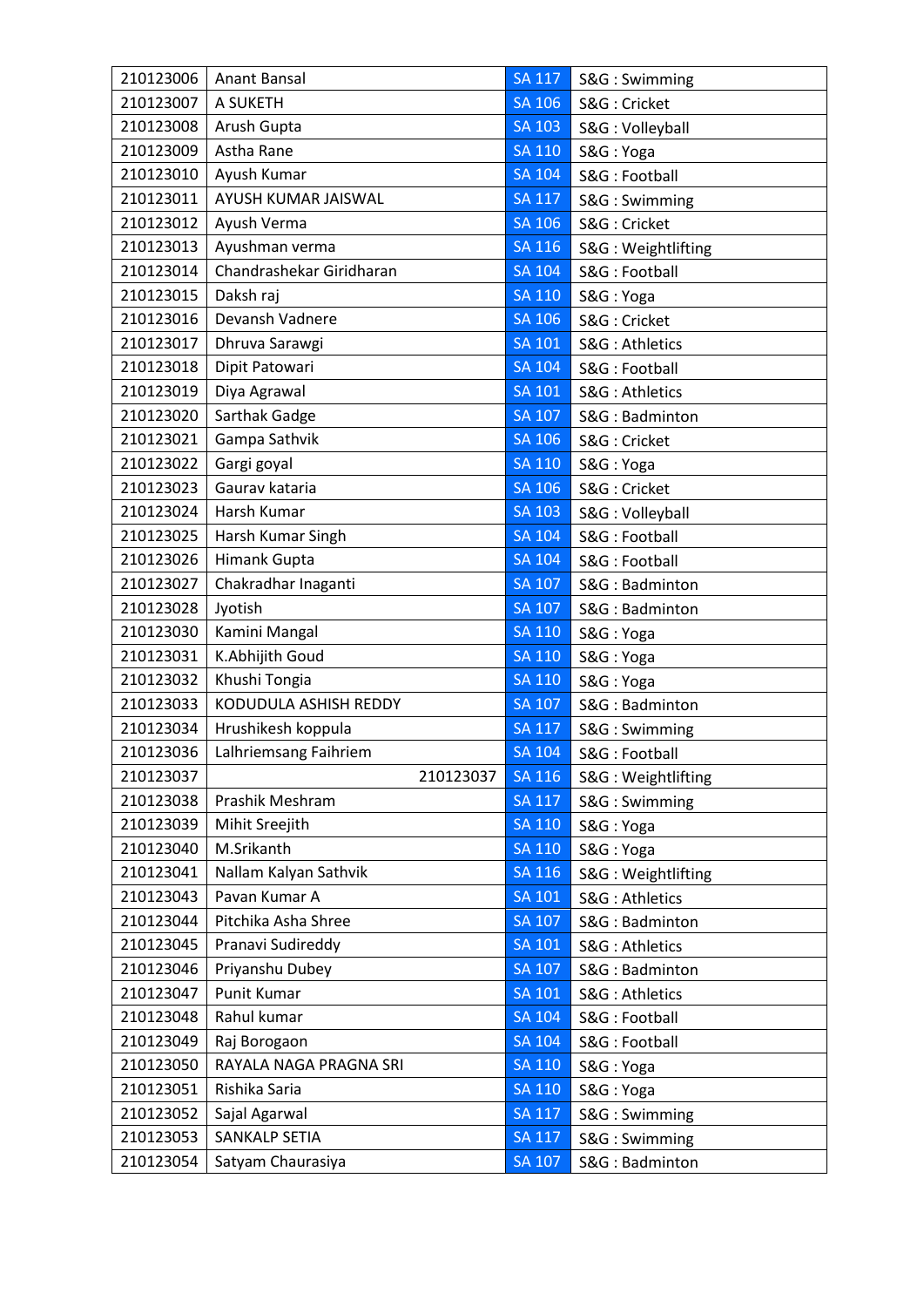| 210123006 | Anant Bansal | SA 117 | S&G : Swimming |
|---|---|---|---|
| 210123007 | A SUKETH | SA 106 | S&G : Cricket |
| 210123008 | Arush Gupta | SA 103 | S&G : Volleyball |
| 210123009 | Astha Rane | SA 110 | S&G : Yoga |
| 210123010 | Ayush Kumar | SA 104 | S&G : Football |
| 210123011 | AYUSH KUMAR JAISWAL | SA 117 | S&G : Swimming |
| 210123012 | Ayush Verma | SA 106 | S&G : Cricket |
| 210123013 | Ayushman verma | SA 116 | S&G : Weightlifting |
| 210123014 | Chandrashekar Giridharan | SA 104 | S&G : Football |
| 210123015 | Daksh raj | SA 110 | S&G : Yoga |
| 210123016 | Devansh Vadnere | SA 106 | S&G : Cricket |
| 210123017 | Dhruva Sarawgi | SA 101 | S&G : Athletics |
| 210123018 | Dipit Patowari | SA 104 | S&G : Football |
| 210123019 | Diya Agrawal | SA 101 | S&G : Athletics |
| 210123020 | Sarthak Gadge | SA 107 | S&G : Badminton |
| 210123021 | Gampa Sathvik | SA 106 | S&G : Cricket |
| 210123022 | Gargi goyal | SA 110 | S&G : Yoga |
| 210123023 | Gaurav kataria | SA 106 | S&G : Cricket |
| 210123024 | Harsh Kumar | SA 103 | S&G : Volleyball |
| 210123025 | Harsh Kumar Singh | SA 104 | S&G : Football |
| 210123026 | Himank Gupta | SA 104 | S&G : Football |
| 210123027 | Chakradhar Inaganti | SA 107 | S&G : Badminton |
| 210123028 | Jyotish | SA 107 | S&G : Badminton |
| 210123030 | Kamini Mangal | SA 110 | S&G : Yoga |
| 210123031 | K.Abhijith Goud | SA 110 | S&G : Yoga |
| 210123032 | Khushi Tongia | SA 110 | S&G : Yoga |
| 210123033 | KODUDULA ASHISH REDDY | SA 107 | S&G : Badminton |
| 210123034 | Hrushikesh koppula | SA 117 | S&G : Swimming |
| 210123036 | Lalhriemsang Faihriem | SA 104 | S&G : Football |
| 210123037 | 210123037 | SA 116 | S&G : Weightlifting |
| 210123038 | Prashik Meshram | SA 117 | S&G : Swimming |
| 210123039 | Mihit Sreejith | SA 110 | S&G : Yoga |
| 210123040 | M.Srikanth | SA 110 | S&G : Yoga |
| 210123041 | Nallam Kalyan Sathvik | SA 116 | S&G : Weightlifting |
| 210123043 | Pavan Kumar A | SA 101 | S&G : Athletics |
| 210123044 | Pitchika Asha Shree | SA 107 | S&G : Badminton |
| 210123045 | Pranavi Sudireddy | SA 101 | S&G : Athletics |
| 210123046 | Priyanshu Dubey | SA 107 | S&G : Badminton |
| 210123047 | Punit Kumar | SA 101 | S&G : Athletics |
| 210123048 | Rahul kumar | SA 104 | S&G : Football |
| 210123049 | Raj Borogaon | SA 104 | S&G : Football |
| 210123050 | RAYALA NAGA PRAGNA SRI | SA 110 | S&G : Yoga |
| 210123051 | Rishika Saria | SA 110 | S&G : Yoga |
| 210123052 | Sajal Agarwal | SA 117 | S&G : Swimming |
| 210123053 | SANKALP SETIA | SA 117 | S&G : Swimming |
| 210123054 | Satyam Chaurasiya | SA 107 | S&G : Badminton |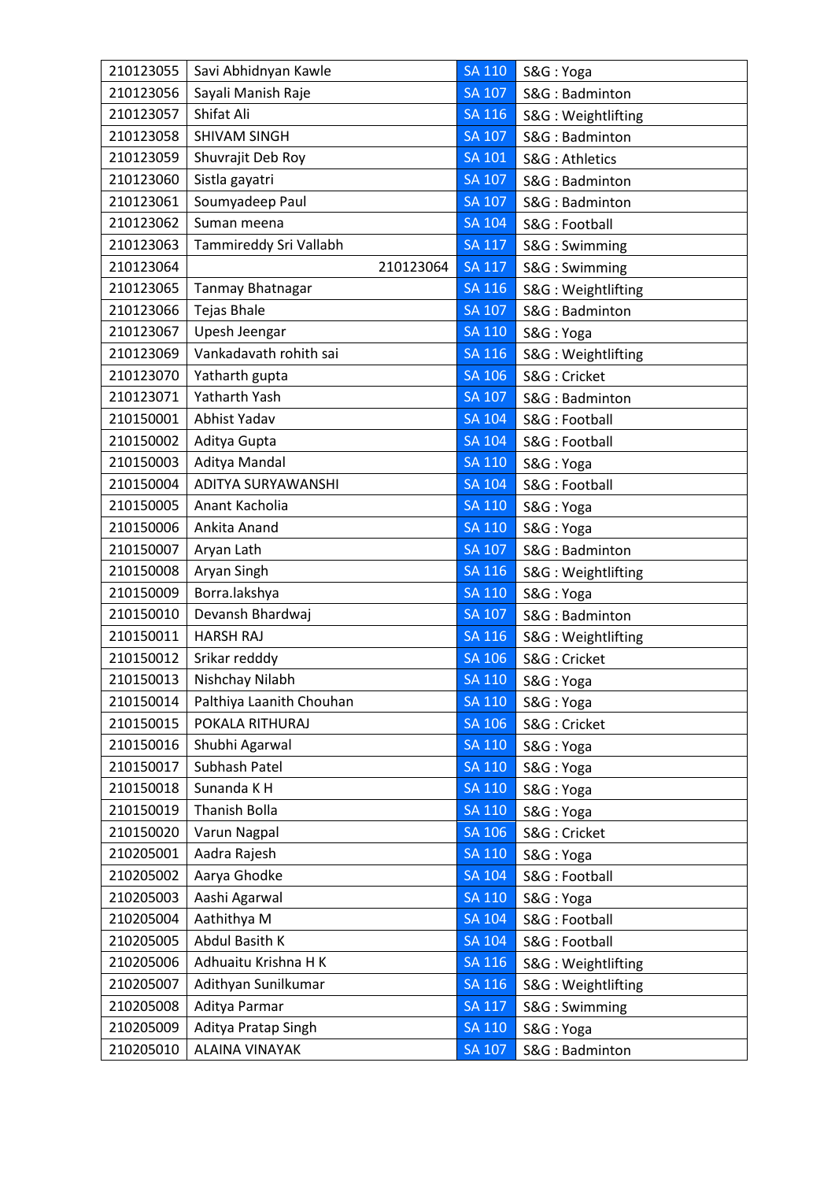| | | | |
|---|---|---|---|
| 210123055 | Savi Abhidnyan Kawle | SA 110 | S&G : Yoga |
| 210123056 | Sayali Manish Raje | SA 107 | S&G : Badminton |
| 210123057 | Shifat Ali | SA 116 | S&G : Weightlifting |
| 210123058 | SHIVAM SINGH | SA 107 | S&G : Badminton |
| 210123059 | Shuvrajit Deb Roy | SA 101 | S&G : Athletics |
| 210123060 | Sistla gayatri | SA 107 | S&G : Badminton |
| 210123061 | Soumyadeep Paul | SA 107 | S&G : Badminton |
| 210123062 | Suman meena | SA 104 | S&G : Football |
| 210123063 | Tammireddy Sri Vallabh | SA 117 | S&G : Swimming |
| 210123064 | 210123064 | SA 117 | S&G : Swimming |
| 210123065 | Tanmay Bhatnagar | SA 116 | S&G : Weightlifting |
| 210123066 | Tejas Bhale | SA 107 | S&G : Badminton |
| 210123067 | Upesh Jeengar | SA 110 | S&G : Yoga |
| 210123069 | Vankadavath rohith sai | SA 116 | S&G : Weightlifting |
| 210123070 | Yatharth gupta | SA 106 | S&G : Cricket |
| 210123071 | Yatharth Yash | SA 107 | S&G : Badminton |
| 210150001 | Abhist Yadav | SA 104 | S&G : Football |
| 210150002 | Aditya Gupta | SA 104 | S&G : Football |
| 210150003 | Aditya Mandal | SA 110 | S&G : Yoga |
| 210150004 | ADITYA SURYAWANSHI | SA 104 | S&G : Football |
| 210150005 | Anant Kacholia | SA 110 | S&G : Yoga |
| 210150006 | Ankita Anand | SA 110 | S&G : Yoga |
| 210150007 | Aryan Lath | SA 107 | S&G : Badminton |
| 210150008 | Aryan Singh | SA 116 | S&G : Weightlifting |
| 210150009 | Borra.lakshya | SA 110 | S&G : Yoga |
| 210150010 | Devansh Bhardwaj | SA 107 | S&G : Badminton |
| 210150011 | HARSH RAJ | SA 116 | S&G : Weightlifting |
| 210150012 | Srikar redddy | SA 106 | S&G : Cricket |
| 210150013 | Nishchay Nilabh | SA 110 | S&G : Yoga |
| 210150014 | Palthiya Laanith Chouhan | SA 110 | S&G : Yoga |
| 210150015 | POKALA RITHURAJ | SA 106 | S&G : Cricket |
| 210150016 | Shubhi Agarwal | SA 110 | S&G : Yoga |
| 210150017 | Subhash Patel | SA 110 | S&G : Yoga |
| 210150018 | Sunanda K H | SA 110 | S&G : Yoga |
| 210150019 | Thanish Bolla | SA 110 | S&G : Yoga |
| 210150020 | Varun Nagpal | SA 106 | S&G : Cricket |
| 210205001 | Aadra Rajesh | SA 110 | S&G : Yoga |
| 210205002 | Aarya Ghodke | SA 104 | S&G : Football |
| 210205003 | Aashi Agarwal | SA 110 | S&G : Yoga |
| 210205004 | Aathithya M | SA 104 | S&G : Football |
| 210205005 | Abdul Basith K | SA 104 | S&G : Football |
| 210205006 | Adhuaitu Krishna H K | SA 116 | S&G : Weightlifting |
| 210205007 | Adithyan Sunilkumar | SA 116 | S&G : Weightlifting |
| 210205008 | Aditya Parmar | SA 117 | S&G : Swimming |
| 210205009 | Aditya Pratap Singh | SA 110 | S&G : Yoga |
| 210205010 | ALAINA VINAYAK | SA 107 | S&G : Badminton |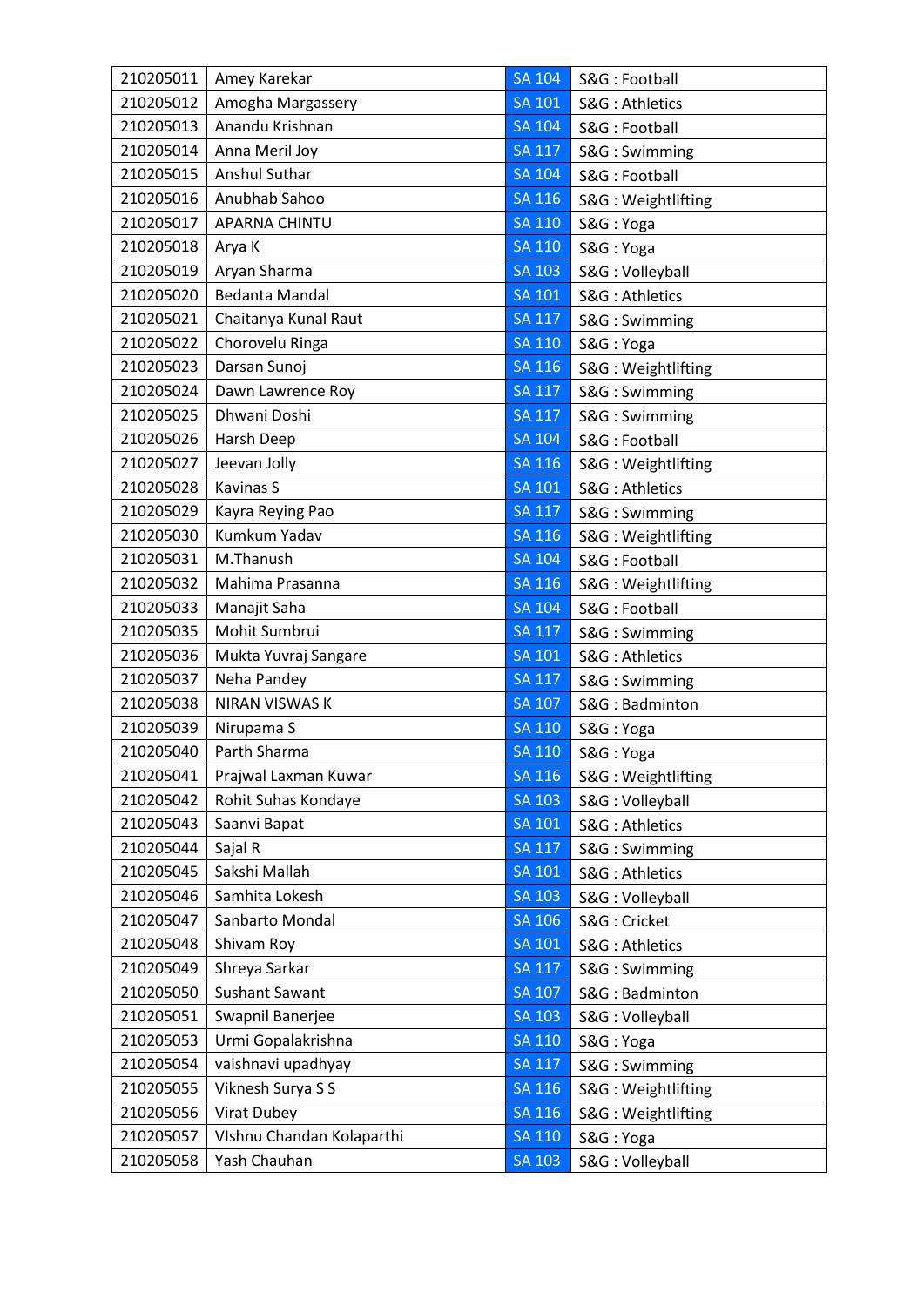| | | | |
|---|---|---|---|
| 210205011 | Amey Karekar | SA 104 | S&G : Football |
| 210205012 | Amogha Margassery | SA 101 | S&G : Athletics |
| 210205013 | Anandu Krishnan | SA 104 | S&G : Football |
| 210205014 | Anna Meril Joy | SA 117 | S&G : Swimming |
| 210205015 | Anshul Suthar | SA 104 | S&G : Football |
| 210205016 | Anubhab Sahoo | SA 116 | S&G : Weightlifting |
| 210205017 | APARNA CHINTU | SA 110 | S&G : Yoga |
| 210205018 | Arya K | SA 110 | S&G : Yoga |
| 210205019 | Aryan Sharma | SA 103 | S&G : Volleyball |
| 210205020 | Bedanta Mandal | SA 101 | S&G : Athletics |
| 210205021 | Chaitanya Kunal Raut | SA 117 | S&G : Swimming |
| 210205022 | Chorovelu Ringa | SA 110 | S&G : Yoga |
| 210205023 | Darsan Sunoj | SA 116 | S&G : Weightlifting |
| 210205024 | Dawn Lawrence Roy | SA 117 | S&G : Swimming |
| 210205025 | Dhwani Doshi | SA 117 | S&G : Swimming |
| 210205026 | Harsh Deep | SA 104 | S&G : Football |
| 210205027 | Jeevan Jolly | SA 116 | S&G : Weightlifting |
| 210205028 | Kavinas S | SA 101 | S&G : Athletics |
| 210205029 | Kayra Reying Pao | SA 117 | S&G : Swimming |
| 210205030 | Kumkum Yadav | SA 116 | S&G : Weightlifting |
| 210205031 | M.Thanush | SA 104 | S&G : Football |
| 210205032 | Mahima Prasanna | SA 116 | S&G : Weightlifting |
| 210205033 | Manajit Saha | SA 104 | S&G : Football |
| 210205035 | Mohit Sumbrui | SA 117 | S&G : Swimming |
| 210205036 | Mukta Yuvraj Sangare | SA 101 | S&G : Athletics |
| 210205037 | Neha Pandey | SA 117 | S&G : Swimming |
| 210205038 | NIRAN VISWAS K | SA 107 | S&G : Badminton |
| 210205039 | Nirupama S | SA 110 | S&G : Yoga |
| 210205040 | Parth Sharma | SA 110 | S&G : Yoga |
| 210205041 | Prajwal Laxman Kuwar | SA 116 | S&G : Weightlifting |
| 210205042 | Rohit Suhas Kondaye | SA 103 | S&G : Volleyball |
| 210205043 | Saanvi Bapat | SA 101 | S&G : Athletics |
| 210205044 | Sajal R | SA 117 | S&G : Swimming |
| 210205045 | Sakshi Mallah | SA 101 | S&G : Athletics |
| 210205046 | Samhita Lokesh | SA 103 | S&G : Volleyball |
| 210205047 | Sanbarto Mondal | SA 106 | S&G : Cricket |
| 210205048 | Shivam Roy | SA 101 | S&G : Athletics |
| 210205049 | Shreya Sarkar | SA 117 | S&G : Swimming |
| 210205050 | Sushant Sawant | SA 107 | S&G : Badminton |
| 210205051 | Swapnil Banerjee | SA 103 | S&G : Volleyball |
| 210205053 | Urmi Gopalakrishna | SA 110 | S&G : Yoga |
| 210205054 | vaishnavi upadhyay | SA 117 | S&G : Swimming |
| 210205055 | Viknesh Surya S S | SA 116 | S&G : Weightlifting |
| 210205056 | Virat Dubey | SA 116 | S&G : Weightlifting |
| 210205057 | VIshnu Chandan Kolaparthi | SA 110 | S&G : Yoga |
| 210205058 | Yash Chauhan | SA 103 | S&G : Volleyball |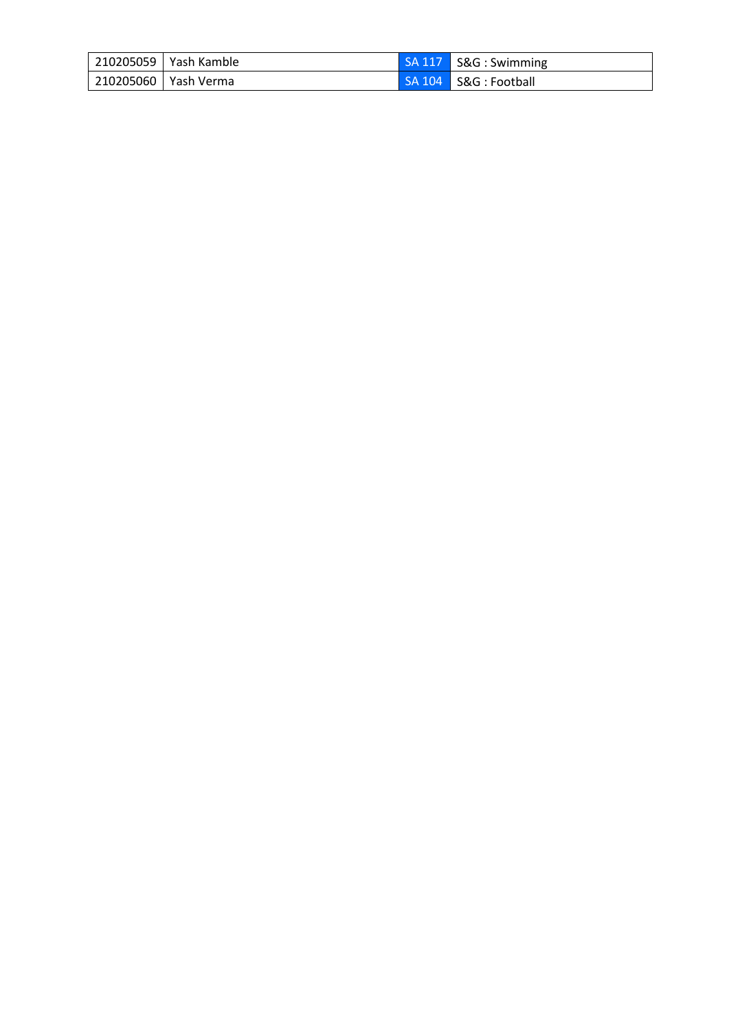| | | | |
|---|---|---|---|
| 210205059 | Yash Kamble | SA 117 | S&G : Swimming |
| 210205060 | Yash Verma | SA 104 | S&G : Football |